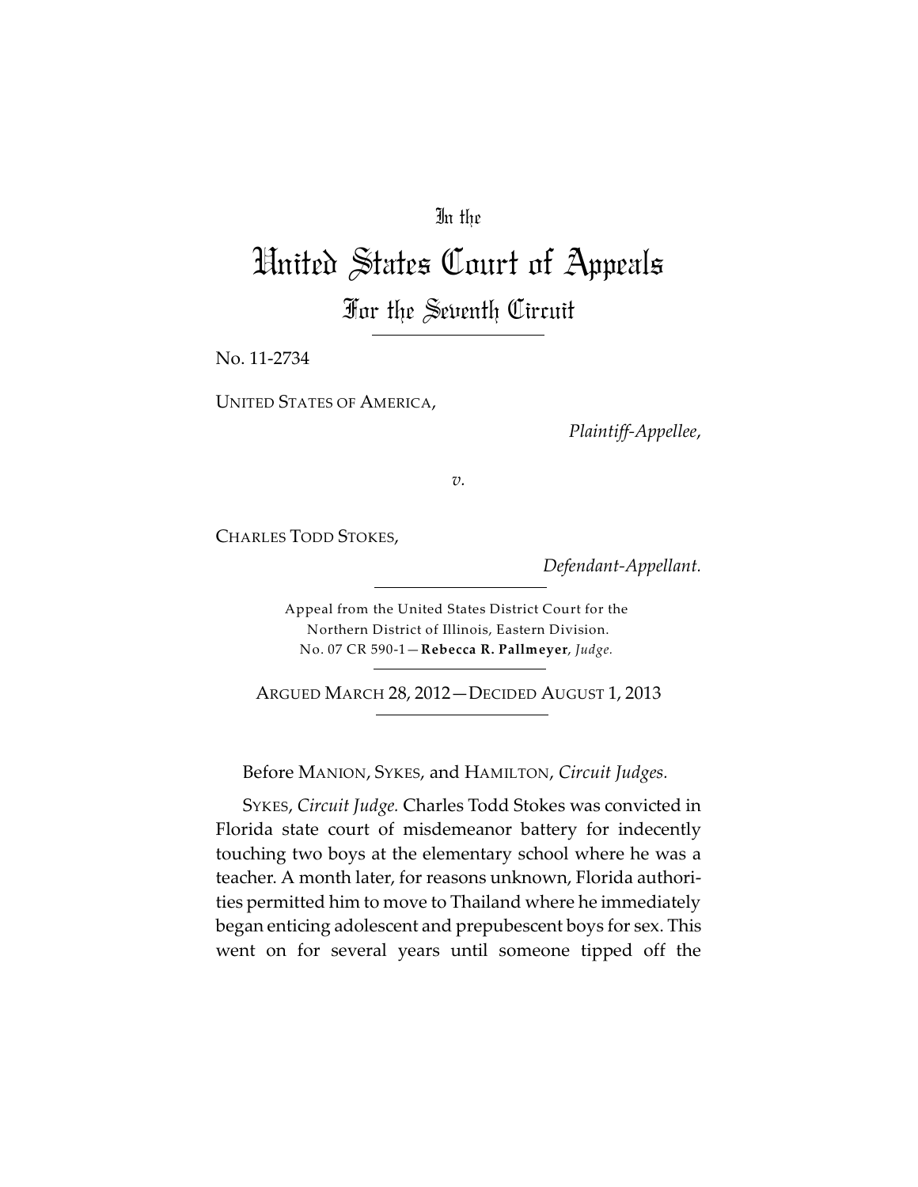In the

# United States Court of Appeals

## For the Seventh Circuit

No. 11-2734

UNITED STATES OF AMERICA,

*Plaintiff-Appellee,*

*v.*

CHARLES TODD STOKES,

*Defendant-Appellant.*

Appeal from the United States District Court for the Northern District of Illinois, Eastern Division.
No. 07 CR 590-1—**Rebecca R. Pallmeyer**, *Judge.*

ARGUED MARCH 28, 2012—DECIDED AUGUST 1, 2013

Before MANION, SYKES, and HAMILTON, *Circuit Judges.*

SYKES, *Circuit Judge.* Charles Todd Stokes was convicted in Florida state court of misdemeanor battery for indecently touching two boys at the elementary school where he was a teacher. A month later, for reasons unknown, Florida authorities permitted him to move to Thailand where he immediately began enticing adolescent and prepubescent boys for sex. This went on for several years until someone tipped off the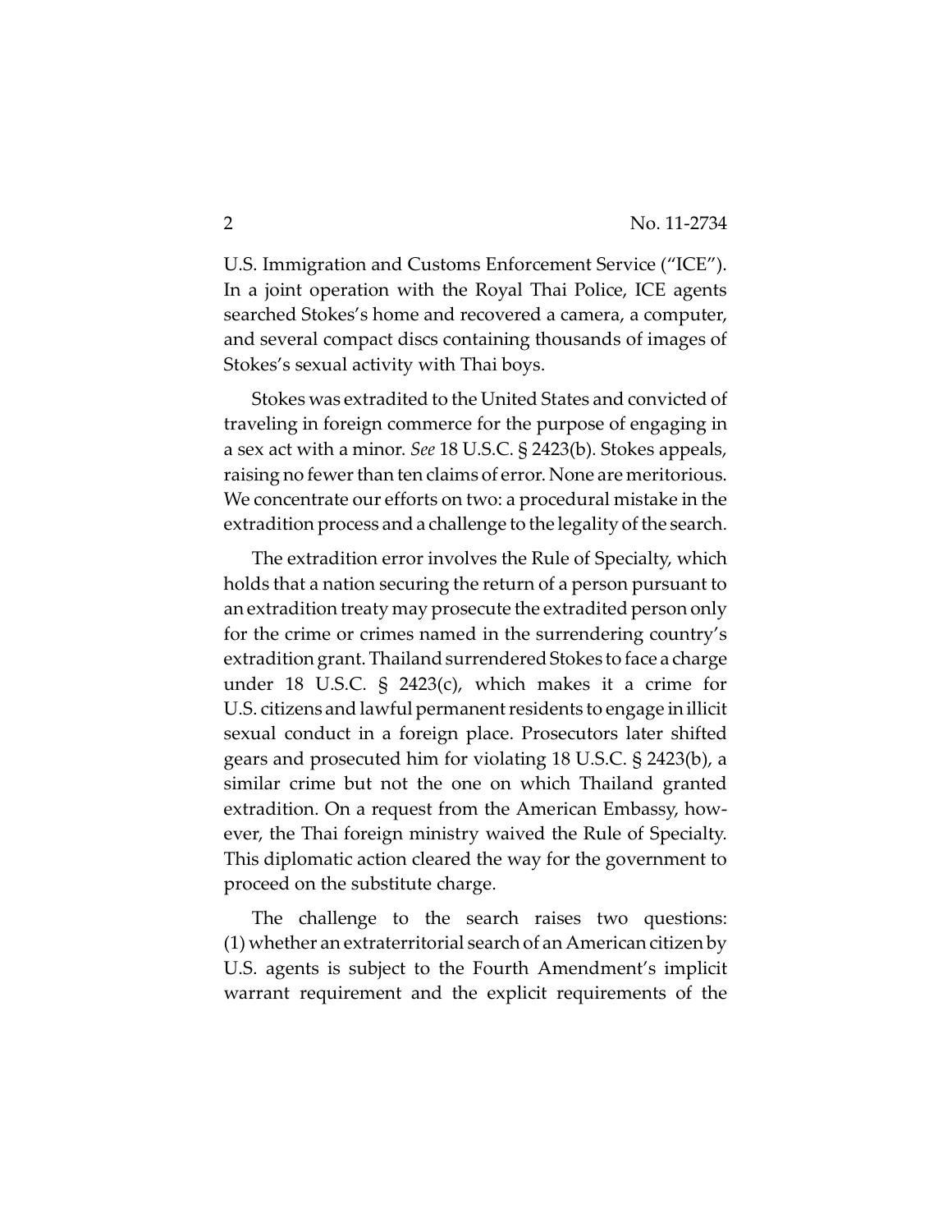U.S. Immigration and Customs Enforcement Service ("ICE"). In a joint operation with the Royal Thai Police, ICE agents searched Stokes's home and recovered a camera, a computer, and several compact discs containing thousands of images of Stokes's sexual activity with Thai boys.

Stokes was extradited to the United States and convicted of traveling in foreign commerce for the purpose of engaging in a sex act with a minor. *See* 18 U.S.C. § 2423(b). Stokes appeals, raising no fewer than ten claims of error. None are meritorious. We concentrate our efforts on two: a procedural mistake in the extradition process and a challenge to the legality of the search.

The extradition error involves the Rule of Specialty, which holds that a nation securing the return of a person pursuant to an extradition treaty may prosecute the extradited person only for the crime or crimes named in the surrendering country's extradition grant. Thailand surrendered Stokes to face a charge under 18 U.S.C. § 2423(c), which makes it a crime for U.S. citizens and lawful permanent residents to engage in illicit sexual conduct in a foreign place. Prosecutors later shifted gears and prosecuted him for violating 18 U.S.C. § 2423(b), a similar crime but not the one on which Thailand granted extradition. On a request from the American Embassy, however, the Thai foreign ministry waived the Rule of Specialty. This diplomatic action cleared the way for the government to proceed on the substitute charge.

The challenge to the search raises two questions: (1) whether an extraterritorial search of an American citizen by U.S. agents is subject to the Fourth Amendment's implicit warrant requirement and the explicit requirements of the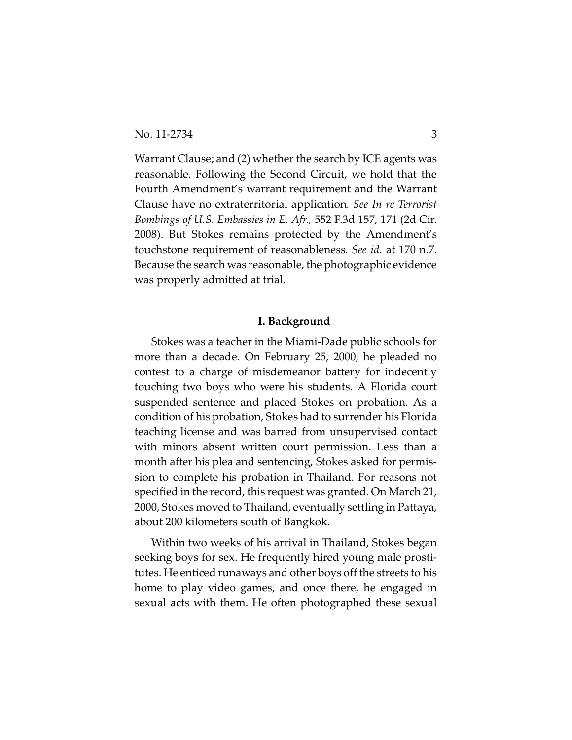Warrant Clause; and (2) whether the search by ICE agents was reasonable. Following the Second Circuit, we hold that the Fourth Amendment's warrant requirement and the Warrant Clause have no extraterritorial application. *See In re Terrorist Bombings of U.S. Embassies in E. Afr.*, 552 F.3d 157, 171 (2d Cir. 2008). But Stokes remains protected by the Amendment's touchstone requirement of reasonableness. *See id.* at 170 n.7. Because the search was reasonable, the photographic evidence was properly admitted at trial.

## I. Background

Stokes was a teacher in the Miami-Dade public schools for more than a decade. On February 25, 2000, he pleaded no contest to a charge of misdemeanor battery for indecently touching two boys who were his students. A Florida court suspended sentence and placed Stokes on probation. As a condition of his probation, Stokes had to surrender his Florida teaching license and was barred from unsupervised contact with minors absent written court permission. Less than a month after his plea and sentencing, Stokes asked for permission to complete his probation in Thailand. For reasons not specified in the record, this request was granted. On March 21, 2000, Stokes moved to Thailand, eventually settling in Pattaya, about 200 kilometers south of Bangkok.

Within two weeks of his arrival in Thailand, Stokes began seeking boys for sex. He frequently hired young male prostitutes. He enticed runaways and other boys off the streets to his home to play video games, and once there, he engaged in sexual acts with them. He often photographed these sexual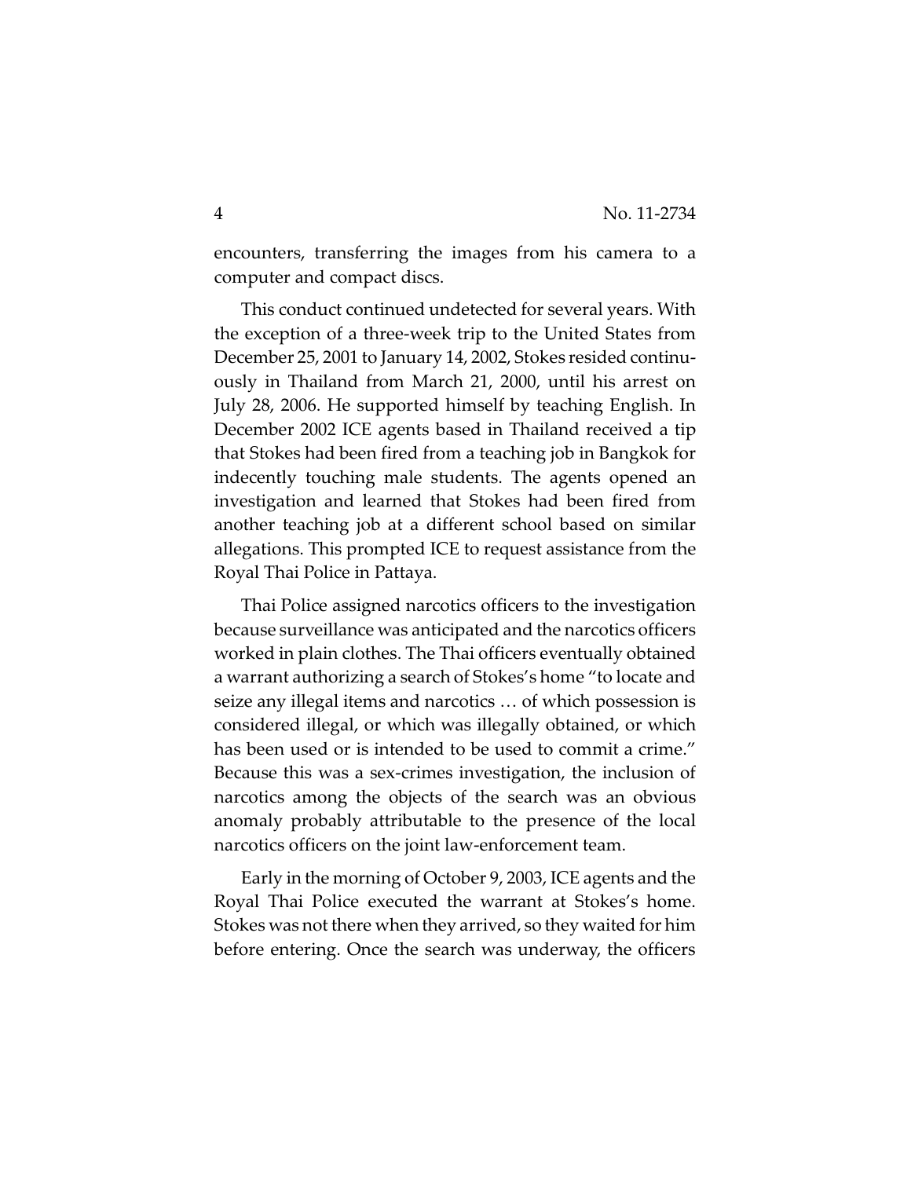encounters, transferring the images from his camera to a computer and compact discs.

This conduct continued undetected for several years. With the exception of a three-week trip to the United States from December 25, 2001 to January 14, 2002, Stokes resided continuously in Thailand from March 21, 2000, until his arrest on July 28, 2006. He supported himself by teaching English. In December 2002 ICE agents based in Thailand received a tip that Stokes had been fired from a teaching job in Bangkok for indecently touching male students. The agents opened an investigation and learned that Stokes had been fired from another teaching job at a different school based on similar allegations. This prompted ICE to request assistance from the Royal Thai Police in Pattaya.

Thai Police assigned narcotics officers to the investigation because surveillance was anticipated and the narcotics officers worked in plain clothes. The Thai officers eventually obtained a warrant authorizing a search of Stokes's home "to locate and seize any illegal items and narcotics … of which possession is considered illegal, or which was illegally obtained, or which has been used or is intended to be used to commit a crime." Because this was a sex-crimes investigation, the inclusion of narcotics among the objects of the search was an obvious anomaly probably attributable to the presence of the local narcotics officers on the joint law-enforcement team.

Early in the morning of October 9, 2003, ICE agents and the Royal Thai Police executed the warrant at Stokes's home. Stokes was not there when they arrived, so they waited for him before entering. Once the search was underway, the officers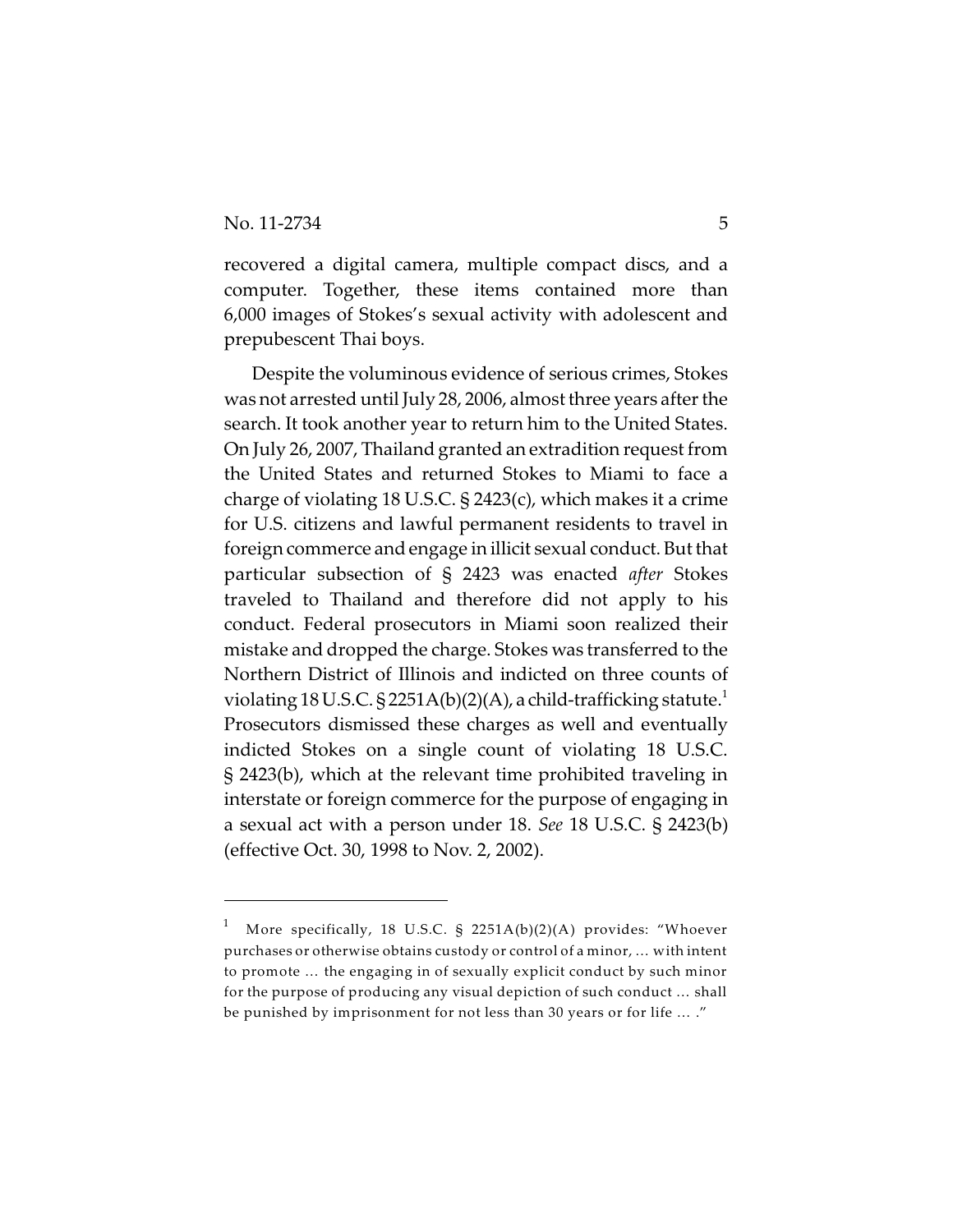recovered a digital camera, multiple compact discs, and a computer. Together, these items contained more than 6,000 images of Stokes's sexual activity with adolescent and prepubescent Thai boys.

Despite the voluminous evidence of serious crimes, Stokes was not arrested until July 28, 2006, almost three years after the search. It took another year to return him to the United States. On July 26, 2007, Thailand granted an extradition request from the United States and returned Stokes to Miami to face a charge of violating 18 U.S.C. § 2423(c), which makes it a crime for U.S. citizens and lawful permanent residents to travel in foreign commerce and engage in illicit sexual conduct. But that particular subsection of § 2423 was enacted *after* Stokes traveled to Thailand and therefore did not apply to his conduct. Federal prosecutors in Miami soon realized their mistake and dropped the charge. Stokes was transferred to the Northern District of Illinois and indicted on three counts of violating 18 U.S.C. § 2251A(b)(2)(A), a child-trafficking statute.[1] Prosecutors dismissed these charges as well and eventually indicted Stokes on a single count of violating 18 U.S.C. § 2423(b), which at the relevant time prohibited traveling in interstate or foreign commerce for the purpose of engaging in a sexual act with a person under 18. *See* 18 U.S.C. § 2423(b) (effective Oct. 30, 1998 to Nov. 2, 2002).

---

[1] More specifically, 18 U.S.C. § 2251A(b)(2)(A) provides: "Whoever purchases or otherwise obtains custody or control of a minor, ... with intent to promote ... the engaging in of sexually explicit conduct by such minor for the purpose of producing any visual depiction of such conduct ... shall be punished by imprisonment for not less than 30 years or for life ... ."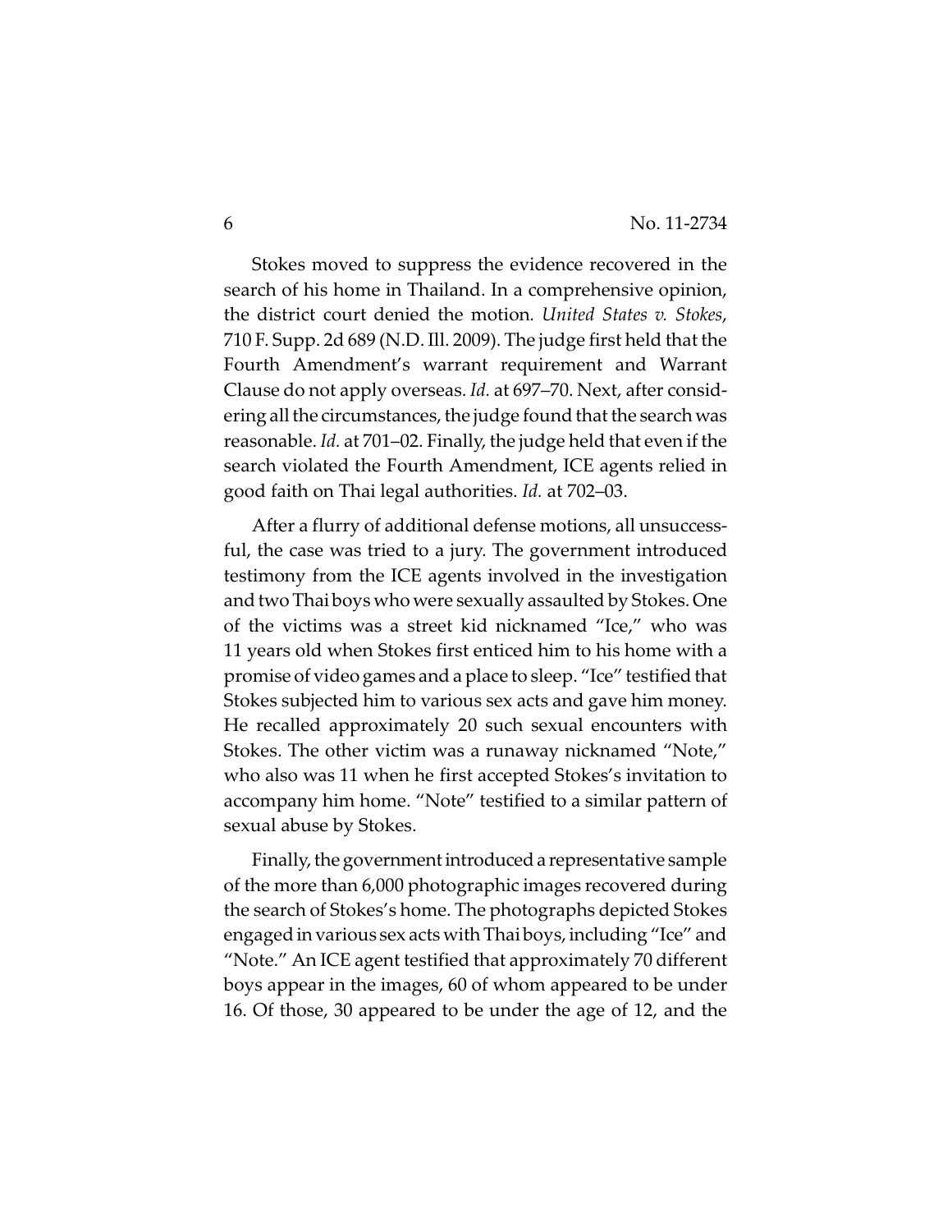Stokes moved to suppress the evidence recovered in the search of his home in Thailand. In a comprehensive opinion, the district court denied the motion. *United States v. Stokes*, 710 F. Supp. 2d 689 (N.D. Ill. 2009). The judge first held that the Fourth Amendment's warrant requirement and Warrant Clause do not apply overseas. *Id.* at 697–70. Next, after considering all the circumstances, the judge found that the search was reasonable. *Id.* at 701–02. Finally, the judge held that even if the search violated the Fourth Amendment, ICE agents relied in good faith on Thai legal authorities. *Id.* at 702–03.

After a flurry of additional defense motions, all unsuccessful, the case was tried to a jury. The government introduced testimony from the ICE agents involved in the investigation and two Thai boys who were sexually assaulted by Stokes. One of the victims was a street kid nicknamed "Ice," who was 11 years old when Stokes first enticed him to his home with a promise of video games and a place to sleep. "Ice" testified that Stokes subjected him to various sex acts and gave him money. He recalled approximately 20 such sexual encounters with Stokes. The other victim was a runaway nicknamed "Note," who also was 11 when he first accepted Stokes's invitation to accompany him home. "Note" testified to a similar pattern of sexual abuse by Stokes.

Finally, the government introduced a representative sample of the more than 6,000 photographic images recovered during the search of Stokes's home. The photographs depicted Stokes engaged in various sex acts with Thai boys, including "Ice" and "Note." An ICE agent testified that approximately 70 different boys appear in the images, 60 of whom appeared to be under 16. Of those, 30 appeared to be under the age of 12, and the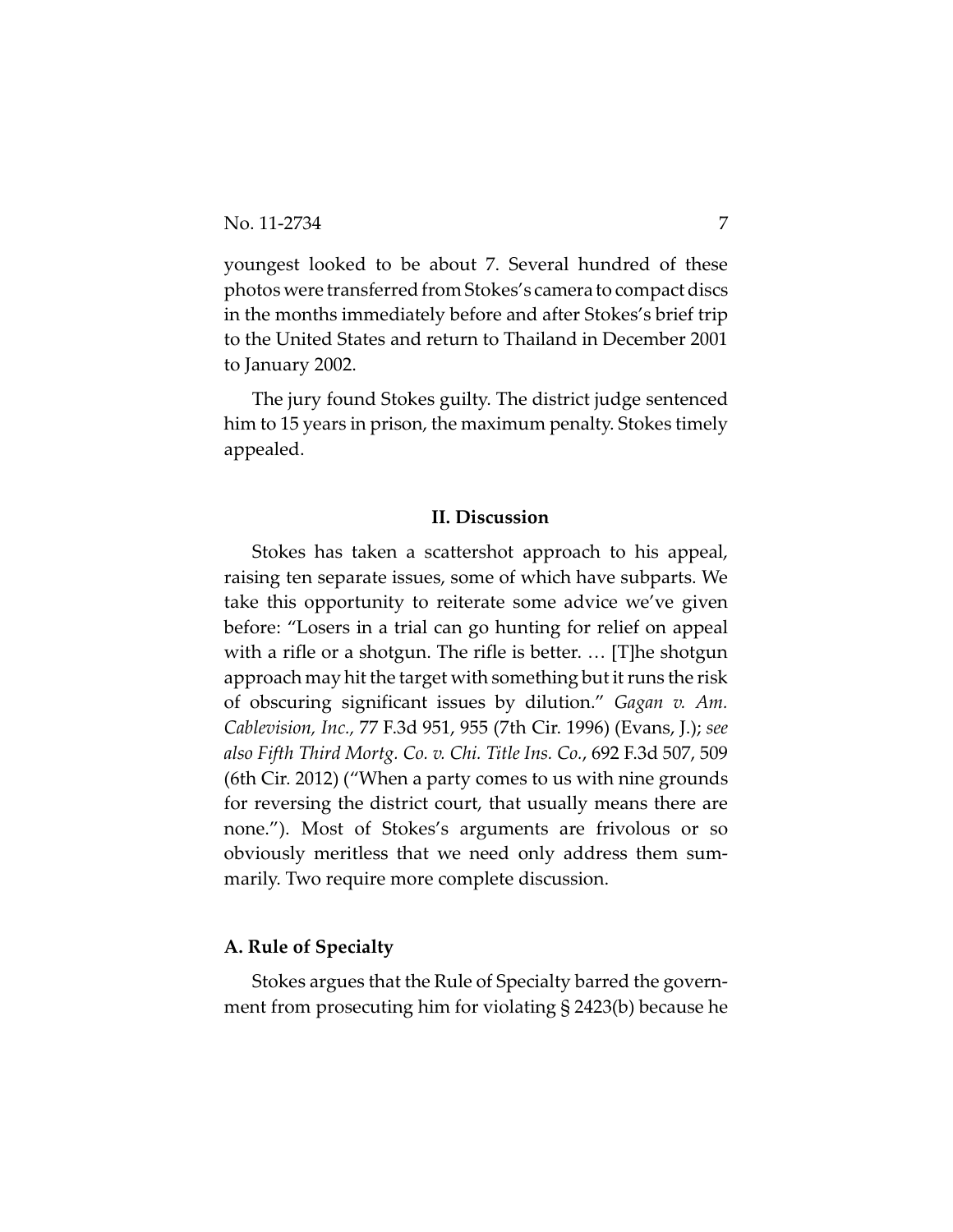youngest looked to be about 7. Several hundred of these photos were transferred from Stokes's camera to compact discs in the months immediately before and after Stokes's brief trip to the United States and return to Thailand in December 2001 to January 2002.

The jury found Stokes guilty. The district judge sentenced him to 15 years in prison, the maximum penalty. Stokes timely appealed.

## II. Discussion

Stokes has taken a scattershot approach to his appeal, raising ten separate issues, some of which have subparts. We take this opportunity to reiterate some advice we've given before: "Losers in a trial can go hunting for relief on appeal with a rifle or a shotgun. The rifle is better. … [T]he shotgun approach may hit the target with something but it runs the risk of obscuring significant issues by dilution." *Gagan v. Am. Cablevision, Inc.*, 77 F.3d 951, 955 (7th Cir. 1996) (Evans, J.); *see also Fifth Third Mortg. Co. v. Chi. Title Ins. Co.*, 692 F.3d 507, 509 (6th Cir. 2012) ("When a party comes to us with nine grounds for reversing the district court, that usually means there are none."). Most of Stokes's arguments are frivolous or so obviously meritless that we need only address them summarily. Two require more complete discussion.

### A. Rule of Specialty

Stokes argues that the Rule of Specialty barred the government from prosecuting him for violating § 2423(b) because he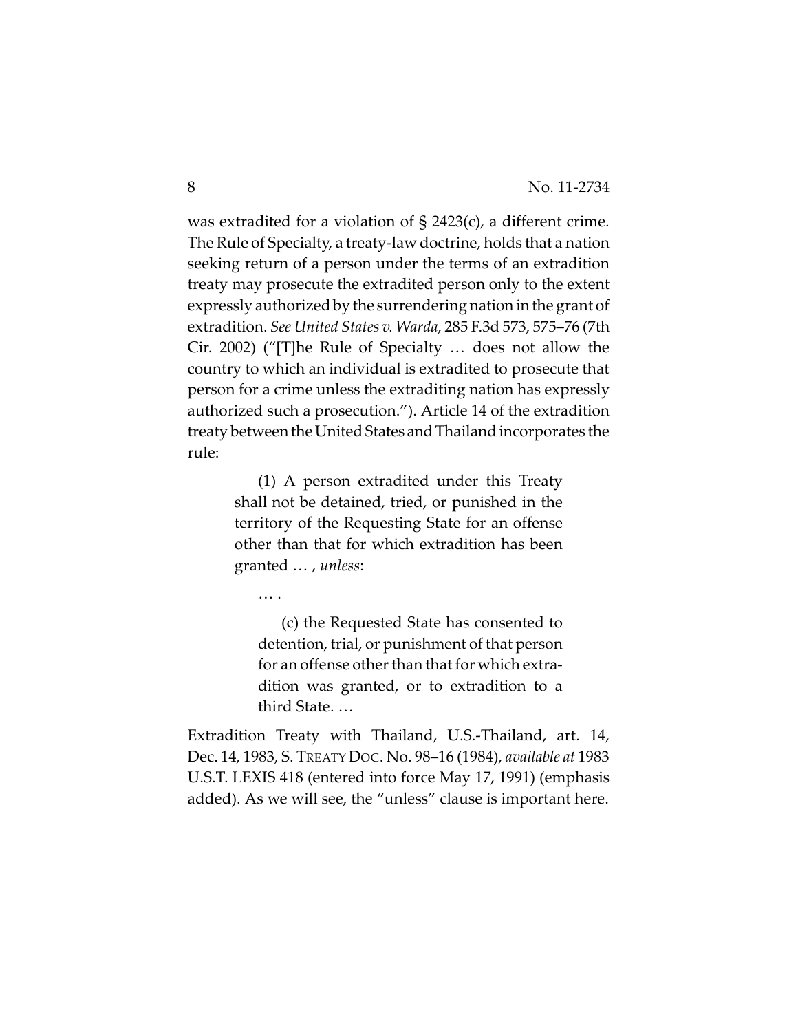was extradited for a violation of § 2423(c), a different crime. The Rule of Specialty, a treaty-law doctrine, holds that a nation seeking return of a person under the terms of an extradition treaty may prosecute the extradited person only to the extent expressly authorized by the surrendering nation in the grant of extradition. *See United States v. Warda*, 285 F.3d 573, 575–76 (7th Cir. 2002) ("[T]he Rule of Specialty … does not allow the country to which an individual is extradited to prosecute that person for a crime unless the extraditing nation has expressly authorized such a prosecution."). Article 14 of the extradition treaty between the United States and Thailand incorporates the rule:

> (1) A person extradited under this Treaty shall not be detained, tried, or punished in the territory of the Requesting State for an offense other than that for which extradition has been granted … , *unless*:
>
> … .
>
> (c) the Requested State has consented to detention, trial, or punishment of that person for an offense other than that for which extradition was granted, or to extradition to a third State. …

Extradition Treaty with Thailand, U.S.-Thailand, art. 14, Dec. 14, 1983, S. TREATY DOC. No. 98–16 (1984), *available at* 1983 U.S.T. LEXIS 418 (entered into force May 17, 1991) (emphasis added). As we will see, the "unless" clause is important here.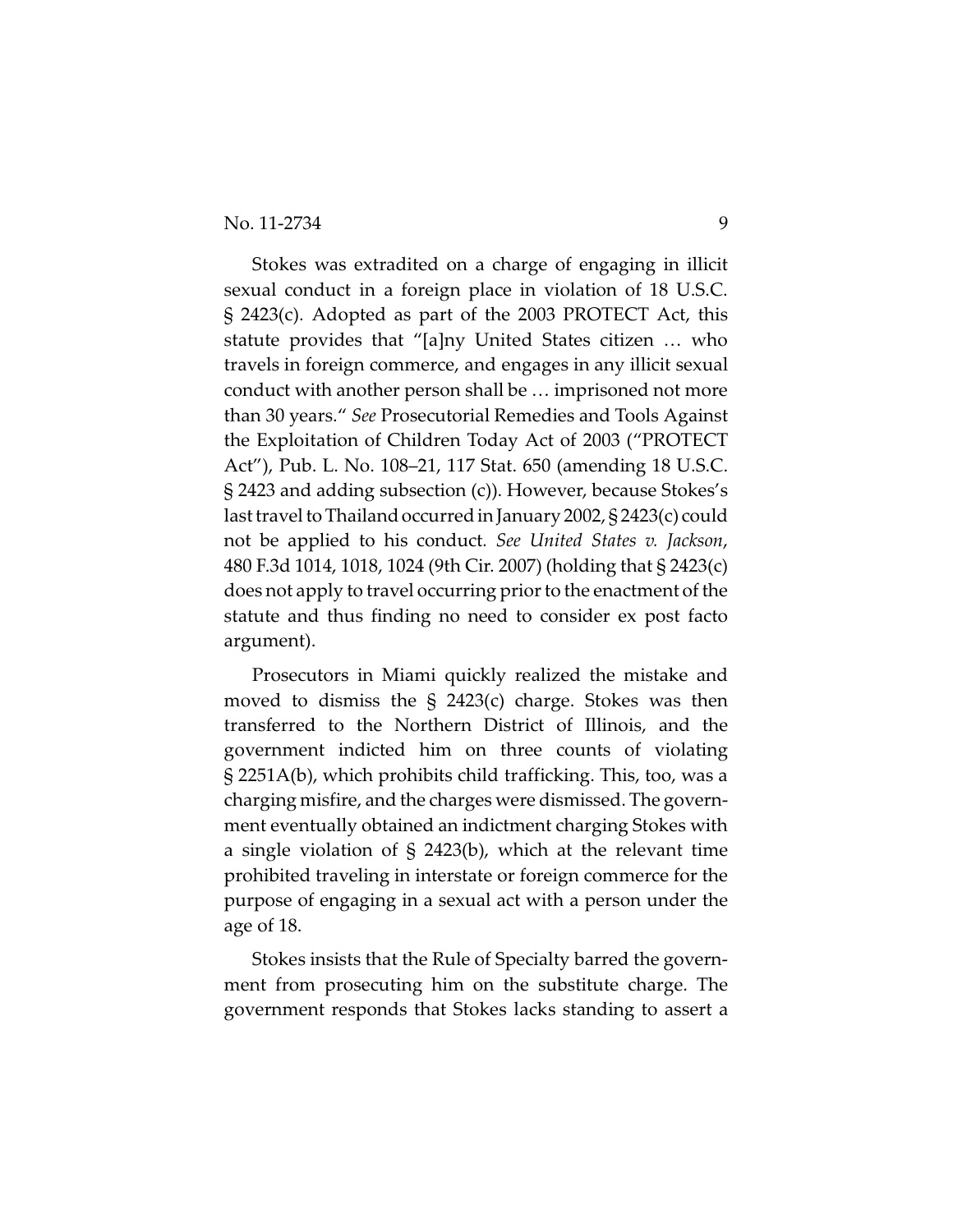Stokes was extradited on a charge of engaging in illicit sexual conduct in a foreign place in violation of 18 U.S.C. § 2423(c). Adopted as part of the 2003 PROTECT Act, this statute provides that "[a]ny United States citizen … who travels in foreign commerce, and engages in any illicit sexual conduct with another person shall be … imprisoned not more than 30 years." *See* Prosecutorial Remedies and Tools Against the Exploitation of Children Today Act of 2003 ("PROTECT Act"), Pub. L. No. 108–21, 117 Stat. 650 (amending 18 U.S.C. § 2423 and adding subsection (c)). However, because Stokes's last travel to Thailand occurred in January 2002, § 2423(c) could not be applied to his conduct. *See United States v. Jackson*, 480 F.3d 1014, 1018, 1024 (9th Cir. 2007) (holding that § 2423(c) does not apply to travel occurring prior to the enactment of the statute and thus finding no need to consider ex post facto argument).

Prosecutors in Miami quickly realized the mistake and moved to dismiss the § 2423(c) charge. Stokes was then transferred to the Northern District of Illinois, and the government indicted him on three counts of violating § 2251A(b), which prohibits child trafficking. This, too, was a charging misfire, and the charges were dismissed. The government eventually obtained an indictment charging Stokes with a single violation of § 2423(b), which at the relevant time prohibited traveling in interstate or foreign commerce for the purpose of engaging in a sexual act with a person under the age of 18.

Stokes insists that the Rule of Specialty barred the government from prosecuting him on the substitute charge. The government responds that Stokes lacks standing to assert a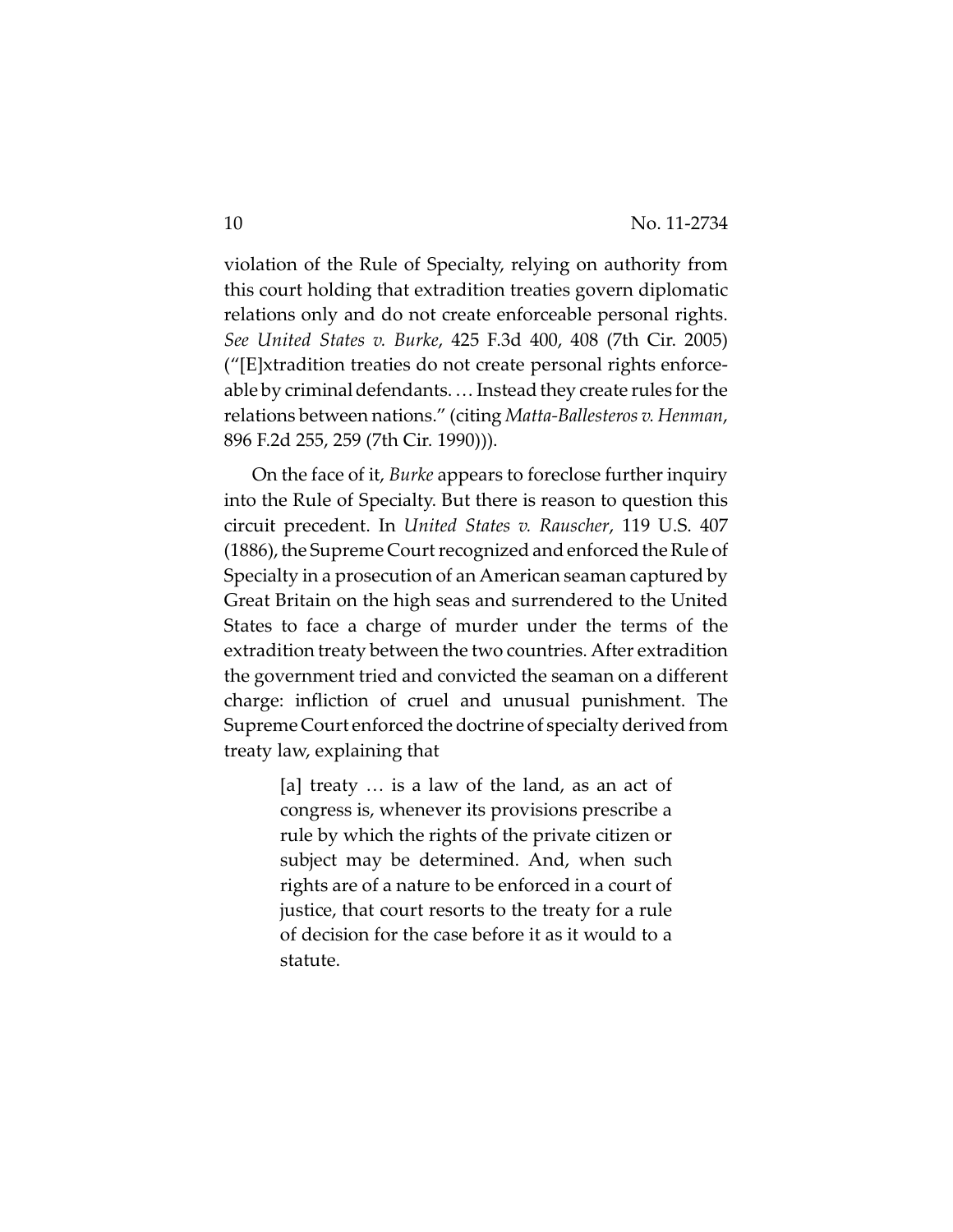violation of the Rule of Specialty, relying on authority from this court holding that extradition treaties govern diplomatic relations only and do not create enforceable personal rights. *See United States v. Burke*, 425 F.3d 400, 408 (7th Cir. 2005) ("[E]xtradition treaties do not create personal rights enforceable by criminal defendants. … Instead they create rules for the relations between nations." (citing *Matta-Ballesteros v. Henman*, 896 F.2d 255, 259 (7th Cir. 1990))).

On the face of it, *Burke* appears to foreclose further inquiry into the Rule of Specialty. But there is reason to question this circuit precedent. In *United States v. Rauscher*, 119 U.S. 407 (1886), the Supreme Court recognized and enforced the Rule of Specialty in a prosecution of an American seaman captured by Great Britain on the high seas and surrendered to the United States to face a charge of murder under the terms of the extradition treaty between the two countries. After extradition the government tried and convicted the seaman on a different charge: infliction of cruel and unusual punishment. The Supreme Court enforced the doctrine of specialty derived from treaty law, explaining that

> [a] treaty … is a law of the land, as an act of congress is, whenever its provisions prescribe a rule by which the rights of the private citizen or subject may be determined. And, when such rights are of a nature to be enforced in a court of justice, that court resorts to the treaty for a rule of decision for the case before it as it would to a statute.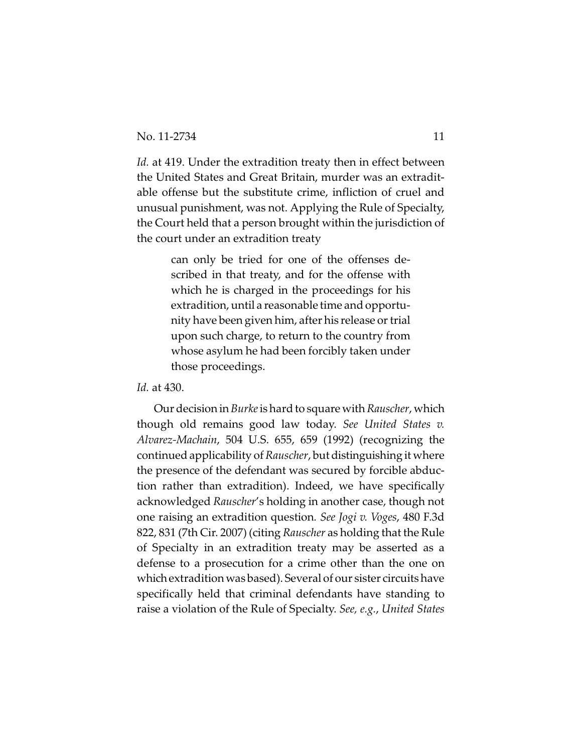*Id.* at 419. Under the extradition treaty then in effect between the United States and Great Britain, murder was an extraditable offense but the substitute crime, infliction of cruel and unusual punishment, was not. Applying the Rule of Specialty, the Court held that a person brought within the jurisdiction of the court under an extradition treaty

> can only be tried for one of the offenses described in that treaty, and for the offense with which he is charged in the proceedings for his extradition, until a reasonable time and opportunity have been given him, after his release or trial upon such charge, to return to the country from whose asylum he had been forcibly taken under those proceedings.

*Id.* at 430.

Our decision in *Burke* is hard to square with *Rauscher*, which though old remains good law today. *See United States v. Alvarez-Machain*, 504 U.S. 655, 659 (1992) (recognizing the continued applicability of *Rauscher*, but distinguishing it where the presence of the defendant was secured by forcible abduction rather than extradition). Indeed, we have specifically acknowledged *Rauscher*'s holding in another case, though not one raising an extradition question. *See Jogi v. Voges*, 480 F.3d 822, 831 (7th Cir. 2007) (citing *Rauscher* as holding that the Rule of Specialty in an extradition treaty may be asserted as a defense to a prosecution for a crime other than the one on which extradition was based). Several of our sister circuits have specifically held that criminal defendants have standing to raise a violation of the Rule of Specialty. *See, e.g.*, *United States*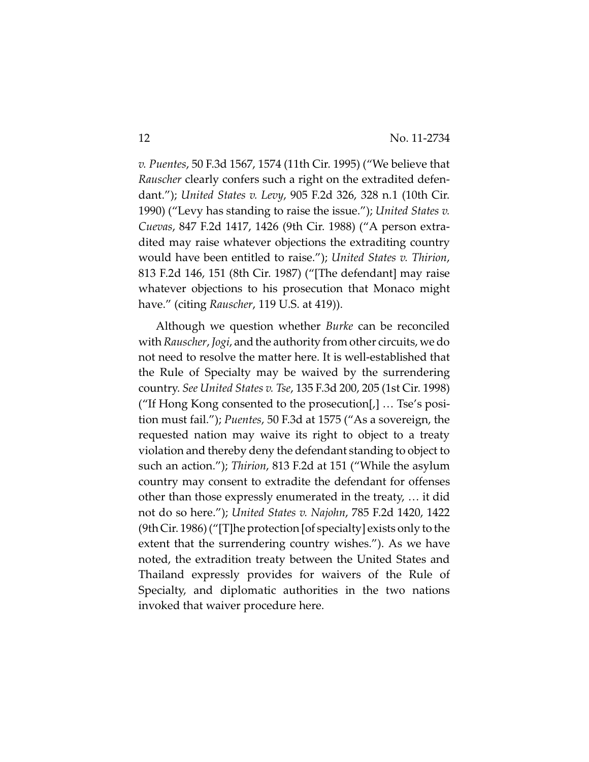*v. Puentes*, 50 F.3d 1567, 1574 (11th Cir. 1995) ("We believe that *Rauscher* clearly confers such a right on the extradited defendant."); *United States v. Levy*, 905 F.2d 326, 328 n.1 (10th Cir. 1990) ("Levy has standing to raise the issue."); *United States v. Cuevas*, 847 F.2d 1417, 1426 (9th Cir. 1988) ("A person extradited may raise whatever objections the extraditing country would have been entitled to raise."); *United States v. Thirion*, 813 F.2d 146, 151 (8th Cir. 1987) ("[The defendant] may raise whatever objections to his prosecution that Monaco might have." (citing *Rauscher*, 119 U.S. at 419)).

Although we question whether *Burke* can be reconciled with *Rauscher*, *Jogi*, and the authority from other circuits, we do not need to resolve the matter here. It is well-established that the Rule of Specialty may be waived by the surrendering country. *See United States v. Tse*, 135 F.3d 200, 205 (1st Cir. 1998) ("If Hong Kong consented to the prosecution[,] … Tse's position must fail."); *Puentes*, 50 F.3d at 1575 ("As a sovereign, the requested nation may waive its right to object to a treaty violation and thereby deny the defendant standing to object to such an action."); *Thirion*, 813 F.2d at 151 ("While the asylum country may consent to extradite the defendant for offenses other than those expressly enumerated in the treaty, … it did not do so here."); *United States v. Najohn*, 785 F.2d 1420, 1422 (9th Cir. 1986) ("[T]he protection [of specialty] exists only to the extent that the surrendering country wishes."). As we have noted, the extradition treaty between the United States and Thailand expressly provides for waivers of the Rule of Specialty, and diplomatic authorities in the two nations invoked that waiver procedure here.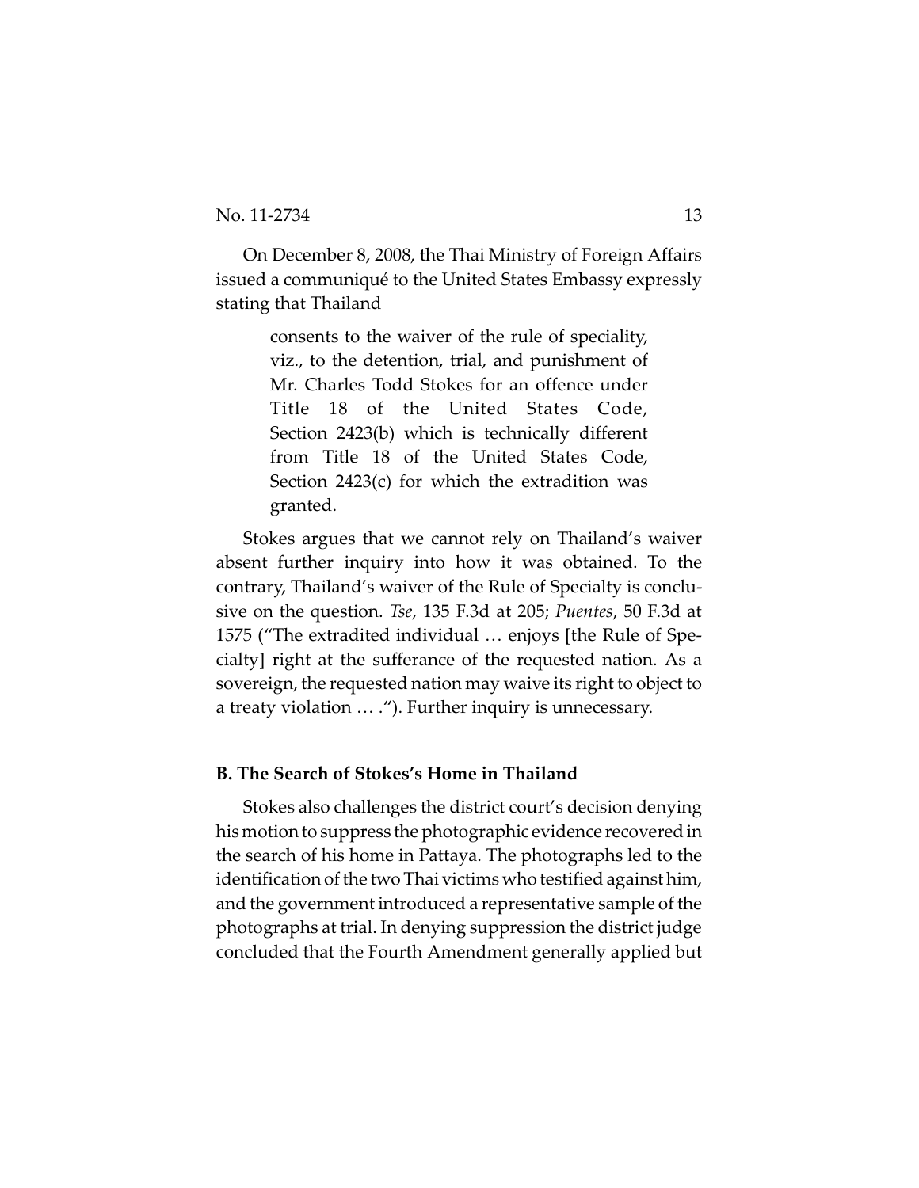On December 8, 2008, the Thai Ministry of Foreign Affairs issued a communiqué to the United States Embassy expressly stating that Thailand

> consents to the waiver of the rule of speciality, viz., to the detention, trial, and punishment of Mr. Charles Todd Stokes for an offence under Title 18 of the United States Code, Section 2423(b) which is technically different from Title 18 of the United States Code, Section 2423(c) for which the extradition was granted.

Stokes argues that we cannot rely on Thailand's waiver absent further inquiry into how it was obtained. To the contrary, Thailand's waiver of the Rule of Specialty is conclusive on the question. *Tse*, 135 F.3d at 205; *Puentes*, 50 F.3d at 1575 ("The extradited individual … enjoys [the Rule of Specialty] right at the sufferance of the requested nation. As a sovereign, the requested nation may waive its right to object to a treaty violation … ."). Further inquiry is unnecessary.

**B. The Search of Stokes's Home in Thailand**

Stokes also challenges the district court's decision denying his motion to suppress the photographic evidence recovered in the search of his home in Pattaya. The photographs led to the identification of the two Thai victims who testified against him, and the government introduced a representative sample of the photographs at trial. In denying suppression the district judge concluded that the Fourth Amendment generally applied but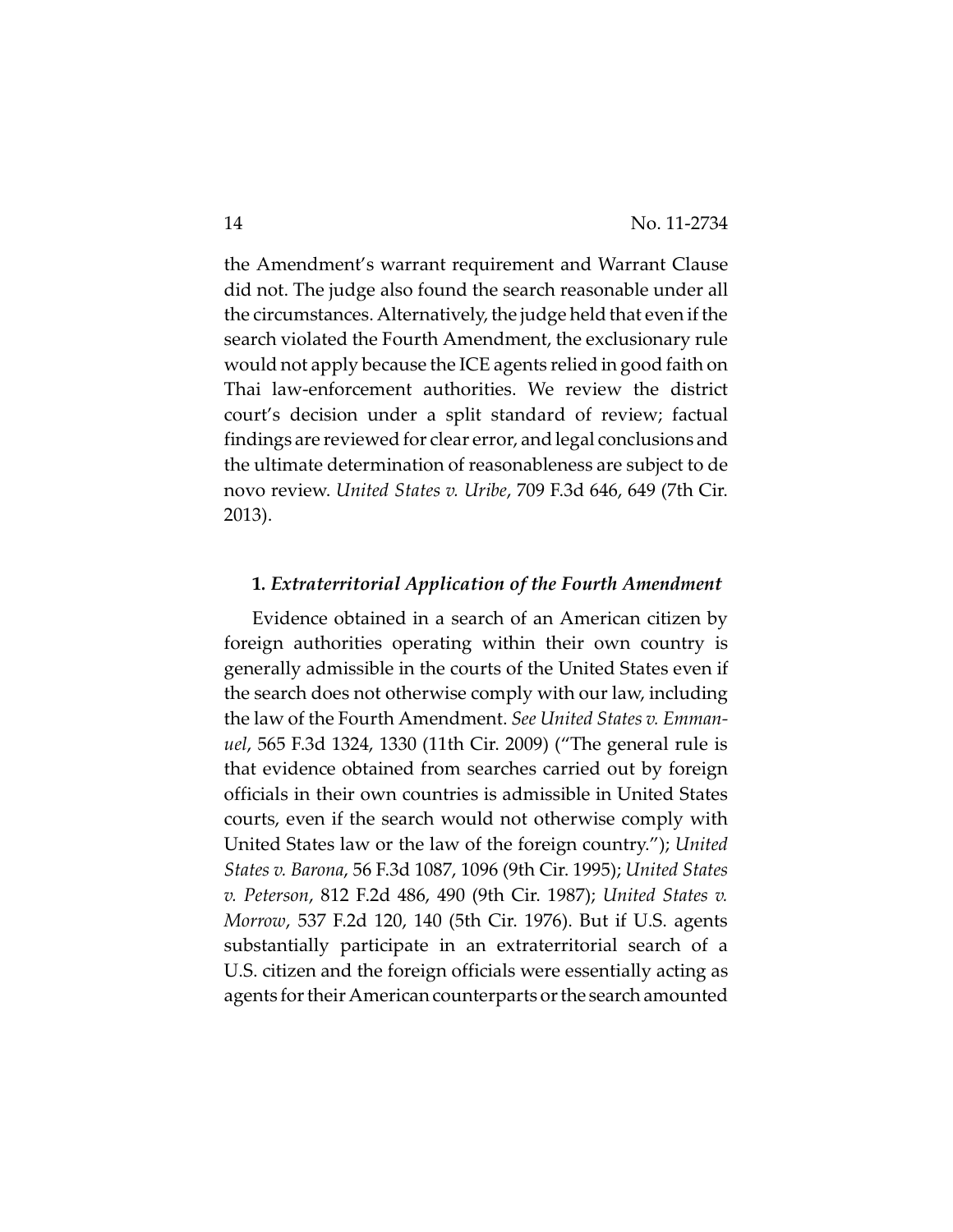the Amendment's warrant requirement and Warrant Clause did not. The judge also found the search reasonable under all the circumstances. Alternatively, the judge held that even if the search violated the Fourth Amendment, the exclusionary rule would not apply because the ICE agents relied in good faith on Thai law-enforcement authorities. We review the district court's decision under a split standard of review; factual findings are reviewed for clear error, and legal conclusions and the ultimate determination of reasonableness are subject to de novo review. *United States v. Uribe*, 709 F.3d 646, 649 (7th Cir. 2013).

### 1. *Extraterritorial Application of the Fourth Amendment*

Evidence obtained in a search of an American citizen by foreign authorities operating within their own country is generally admissible in the courts of the United States even if the search does not otherwise comply with our law, including the law of the Fourth Amendment. *See United States v. Emmanuel*, 565 F.3d 1324, 1330 (11th Cir. 2009) ("The general rule is that evidence obtained from searches carried out by foreign officials in their own countries is admissible in United States courts, even if the search would not otherwise comply with United States law or the law of the foreign country."); *United States v. Barona*, 56 F.3d 1087, 1096 (9th Cir. 1995); *United States v. Peterson*, 812 F.2d 486, 490 (9th Cir. 1987); *United States v. Morrow*, 537 F.2d 120, 140 (5th Cir. 1976). But if U.S. agents substantially participate in an extraterritorial search of a U.S. citizen and the foreign officials were essentially acting as agents for their American counterparts or the search amounted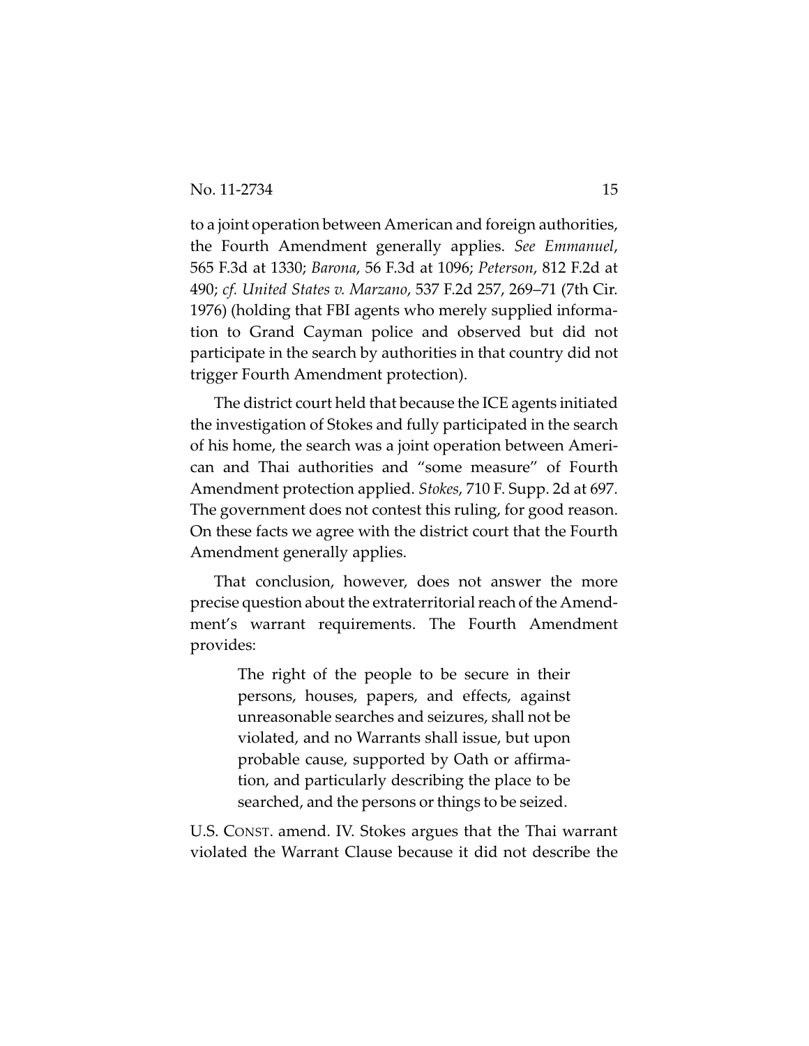to a joint operation between American and foreign authorities, the Fourth Amendment generally applies. *See Emmanuel*, 565 F.3d at 1330; *Barona*, 56 F.3d at 1096; *Peterson*, 812 F.2d at 490; *cf. United States v. Marzano*, 537 F.2d 257, 269–71 (7th Cir. 1976) (holding that FBI agents who merely supplied information to Grand Cayman police and observed but did not participate in the search by authorities in that country did not trigger Fourth Amendment protection).

The district court held that because the ICE agents initiated the investigation of Stokes and fully participated in the search of his home, the search was a joint operation between American and Thai authorities and "some measure" of Fourth Amendment protection applied. *Stokes*, 710 F. Supp. 2d at 697. The government does not contest this ruling, for good reason. On these facts we agree with the district court that the Fourth Amendment generally applies.

That conclusion, however, does not answer the more precise question about the extraterritorial reach of the Amendment's warrant requirements. The Fourth Amendment provides:

> The right of the people to be secure in their persons, houses, papers, and effects, against unreasonable searches and seizures, shall not be violated, and no Warrants shall issue, but upon probable cause, supported by Oath or affirmation, and particularly describing the place to be searched, and the persons or things to be seized.

U.S. CONST. amend. IV. Stokes argues that the Thai warrant violated the Warrant Clause because it did not describe the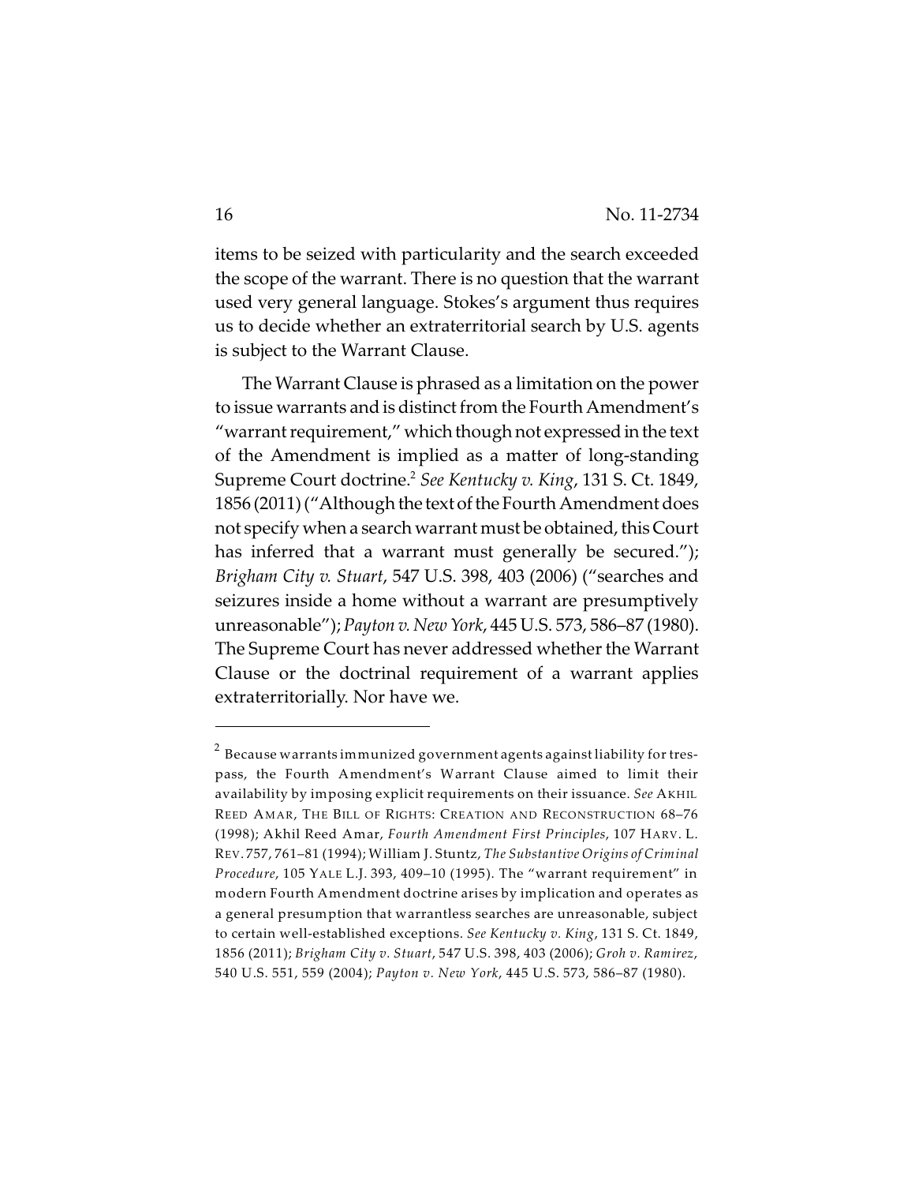items to be seized with particularity and the search exceeded the scope of the warrant. There is no question that the warrant used very general language. Stokes's argument thus requires us to decide whether an extraterritorial search by U.S. agents is subject to the Warrant Clause.

The Warrant Clause is phrased as a limitation on the power to issue warrants and is distinct from the Fourth Amendment's "warrant requirement," which though not expressed in the text of the Amendment is implied as a matter of long-standing Supreme Court doctrine.[2] *See Kentucky v. King*, 131 S. Ct. 1849, 1856 (2011) ("Although the text of the Fourth Amendment does not specify when a search warrant must be obtained, this Court has inferred that a warrant must generally be secured."); *Brigham City v. Stuart*, 547 U.S. 398, 403 (2006) ("searches and seizures inside a home without a warrant are presumptively unreasonable"); *Payton v. New York*, 445 U.S. 573, 586–87 (1980). The Supreme Court has never addressed whether the Warrant Clause or the doctrinal requirement of a warrant applies extraterritorially. Nor have we.

---

[2] Because warrants immunized government agents against liability for trespass, the Fourth Amendment's Warrant Clause aimed to limit their availability by imposing explicit requirements on their issuance. *See* AKHIL REED AMAR, THE BILL OF RIGHTS: CREATION AND RECONSTRUCTION 68–76 (1998); Akhil Reed Amar, *Fourth Amendment First Principles*, 107 HARV. L. REV. 757, 761–81 (1994); William J. Stuntz, *The Substantive Origins of Criminal Procedure*, 105 YALE L.J. 393, 409–10 (1995). The "warrant requirement" in modern Fourth Amendment doctrine arises by implication and operates as a general presumption that warrantless searches are unreasonable, subject to certain well-established exceptions. *See Kentucky v. King*, 131 S. Ct. 1849, 1856 (2011); *Brigham City v. Stuart*, 547 U.S. 398, 403 (2006); *Groh v. Ramirez*, 540 U.S. 551, 559 (2004); *Payton v. New York*, 445 U.S. 573, 586–87 (1980).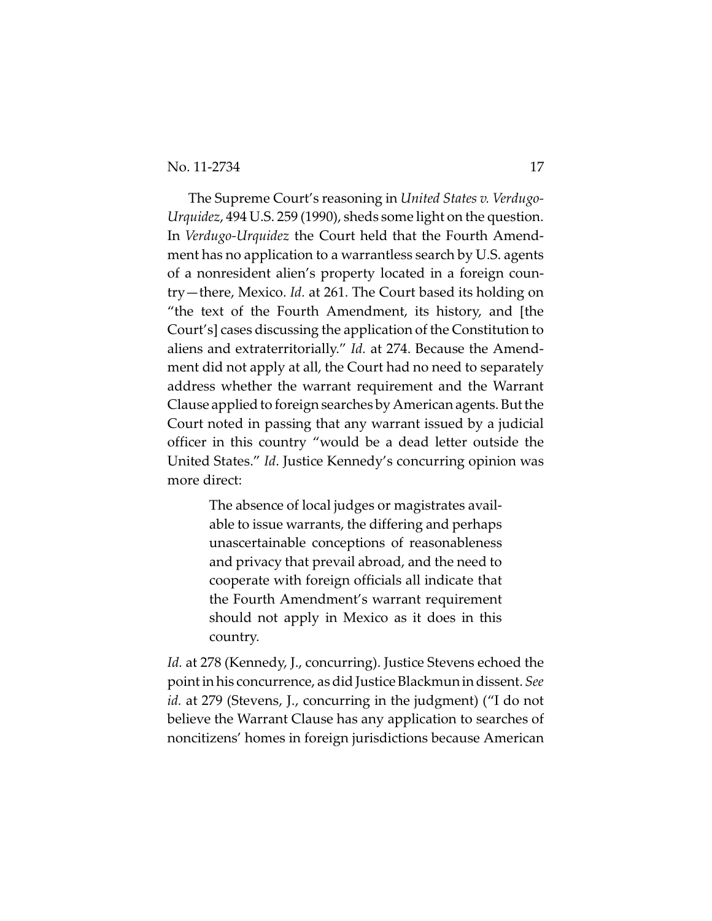The Supreme Court's reasoning in *United States v. Verdugo-Urquidez*, 494 U.S. 259 (1990), sheds some light on the question. In *Verdugo-Urquidez* the Court held that the Fourth Amendment has no application to a warrantless search by U.S. agents of a nonresident alien's property located in a foreign country—there, Mexico. *Id.* at 261. The Court based its holding on "the text of the Fourth Amendment, its history, and [the Court's] cases discussing the application of the Constitution to aliens and extraterritorially." *Id.* at 274. Because the Amendment did not apply at all, the Court had no need to separately address whether the warrant requirement and the Warrant Clause applied to foreign searches by American agents. But the Court noted in passing that any warrant issued by a judicial officer in this country "would be a dead letter outside the United States." *Id*. Justice Kennedy's concurring opinion was more direct:

> The absence of local judges or magistrates available to issue warrants, the differing and perhaps unascertainable conceptions of reasonableness and privacy that prevail abroad, and the need to cooperate with foreign officials all indicate that the Fourth Amendment's warrant requirement should not apply in Mexico as it does in this country.

*Id.* at 278 (Kennedy, J., concurring). Justice Stevens echoed the point in his concurrence, as did Justice Blackmun in dissent. *See id.* at 279 (Stevens, J., concurring in the judgment) ("I do not believe the Warrant Clause has any application to searches of noncitizens' homes in foreign jurisdictions because American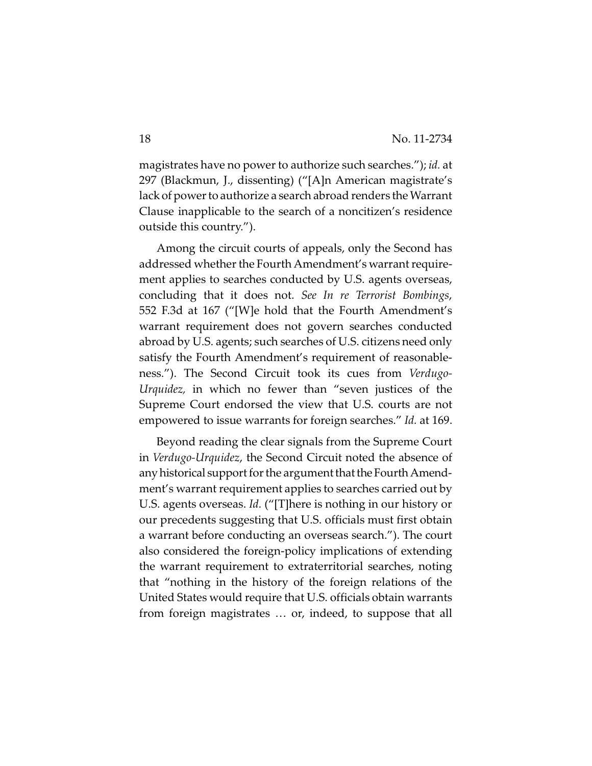magistrates have no power to authorize such searches."); *id.* at 297 (Blackmun, J., dissenting) ("[A]n American magistrate's lack of power to authorize a search abroad renders the Warrant Clause inapplicable to the search of a noncitizen's residence outside this country.").

Among the circuit courts of appeals, only the Second has addressed whether the Fourth Amendment's warrant requirement applies to searches conducted by U.S. agents overseas, concluding that it does not. *See In re Terrorist Bombings*, 552 F.3d at 167 ("[W]e hold that the Fourth Amendment's warrant requirement does not govern searches conducted abroad by U.S. agents; such searches of U.S. citizens need only satisfy the Fourth Amendment's requirement of reasonableness."). The Second Circuit took its cues from *Verdugo-Urquidez,* in which no fewer than "seven justices of the Supreme Court endorsed the view that U.S. courts are not empowered to issue warrants for foreign searches." *Id.* at 169.

Beyond reading the clear signals from the Supreme Court in *Verdugo-Urquidez*, the Second Circuit noted the absence of any historical support for the argument that the Fourth Amendment's warrant requirement applies to searches carried out by U.S. agents overseas. *Id.* ("[T]here is nothing in our history or our precedents suggesting that U.S. officials must first obtain a warrant before conducting an overseas search."). The court also considered the foreign-policy implications of extending the warrant requirement to extraterritorial searches, noting that "nothing in the history of the foreign relations of the United States would require that U.S. officials obtain warrants from foreign magistrates … or, indeed, to suppose that all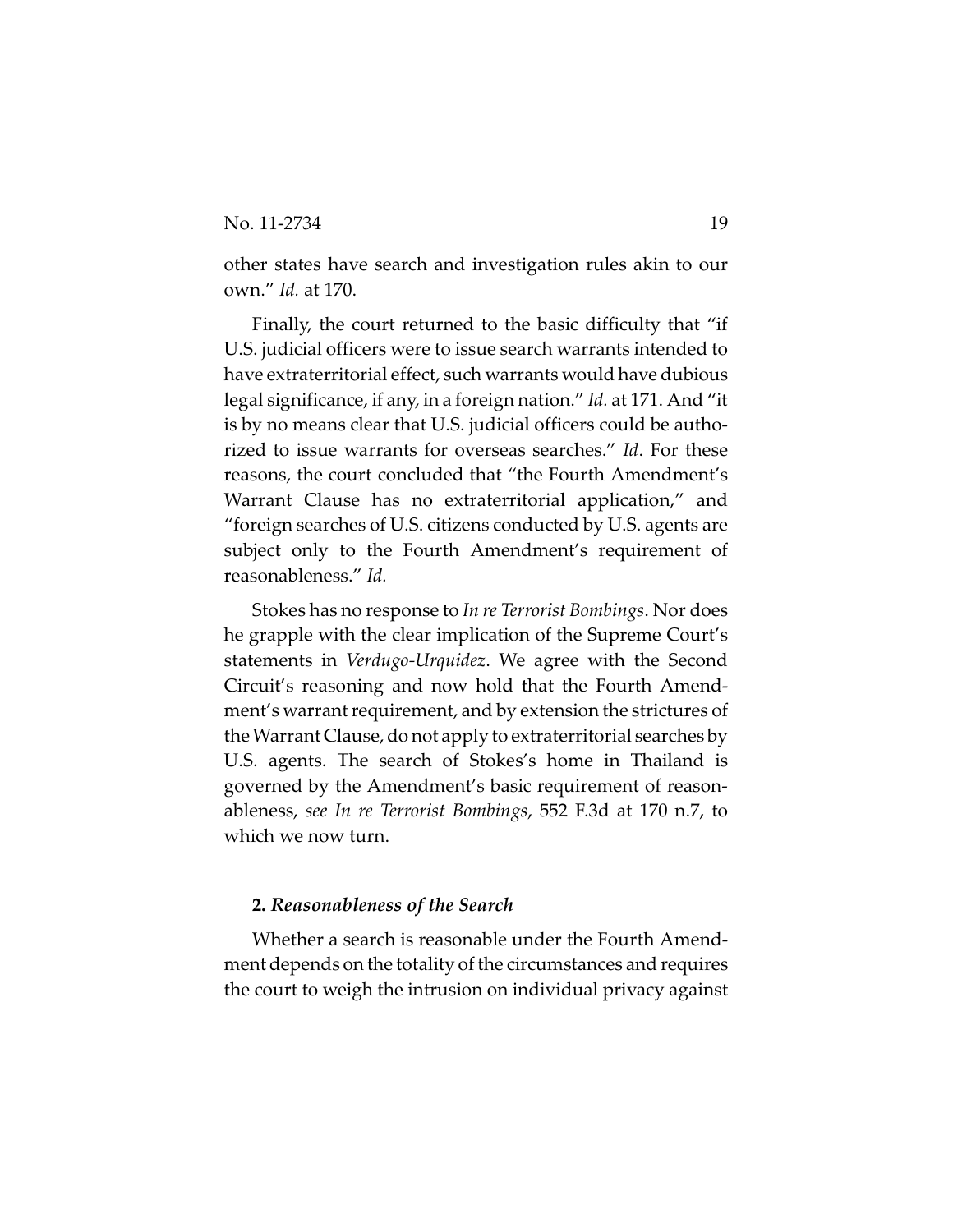other states have search and investigation rules akin to our own." *Id.* at 170.

Finally, the court returned to the basic difficulty that "if U.S. judicial officers were to issue search warrants intended to have extraterritorial effect, such warrants would have dubious legal significance, if any, in a foreign nation." *Id.* at 171. And "it is by no means clear that U.S. judicial officers could be authorized to issue warrants for overseas searches." *Id*. For these reasons, the court concluded that "the Fourth Amendment's Warrant Clause has no extraterritorial application," and "foreign searches of U.S. citizens conducted by U.S. agents are subject only to the Fourth Amendment's requirement of reasonableness." *Id.*

Stokes has no response to *In re Terrorist Bombings*. Nor does he grapple with the clear implication of the Supreme Court's statements in *Verdugo-Urquidez*. We agree with the Second Circuit's reasoning and now hold that the Fourth Amendment's warrant requirement, and by extension the strictures of the Warrant Clause, do not apply to extraterritorial searches by U.S. agents. The search of Stokes's home in Thailand is governed by the Amendment's basic requirement of reasonableness, *see In re Terrorist Bombings*, 552 F.3d at 170 n.7, to which we now turn.

**2.** ***Reasonableness of the Search***

Whether a search is reasonable under the Fourth Amendment depends on the totality of the circumstances and requires the court to weigh the intrusion on individual privacy against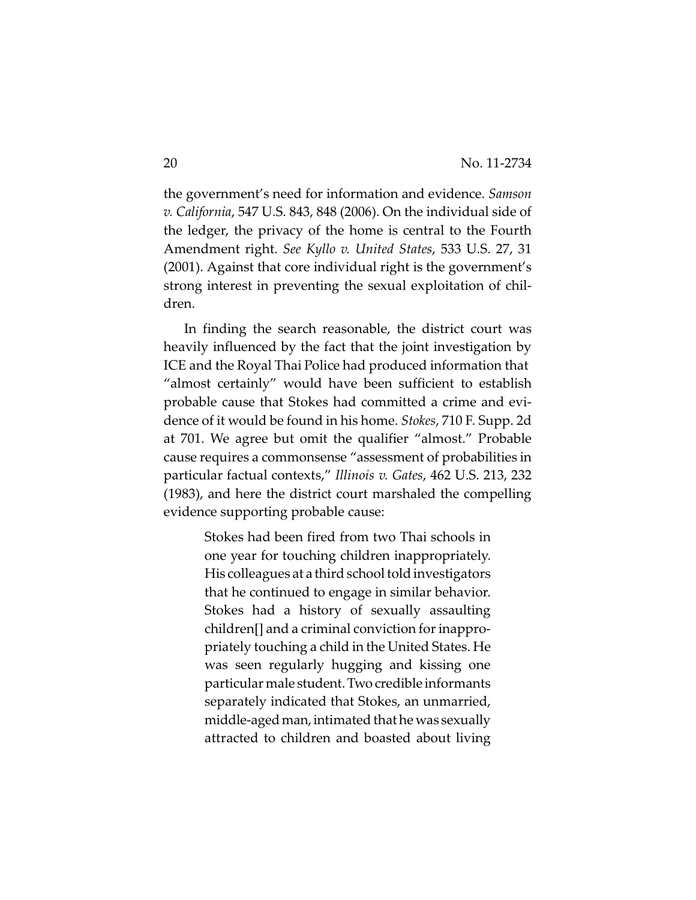the government's need for information and evidence. *Samson v. California*, 547 U.S. 843, 848 (2006). On the individual side of the ledger, the privacy of the home is central to the Fourth Amendment right. *See Kyllo v. United States*, 533 U.S. 27, 31 (2001). Against that core individual right is the government's strong interest in preventing the sexual exploitation of children.

In finding the search reasonable, the district court was heavily influenced by the fact that the joint investigation by ICE and the Royal Thai Police had produced information that "almost certainly" would have been sufficient to establish probable cause that Stokes had committed a crime and evidence of it would be found in his home. *Stokes*, 710 F. Supp. 2d at 701. We agree but omit the qualifier "almost." Probable cause requires a commonsense "assessment of probabilities in particular factual contexts," *Illinois v. Gates*, 462 U.S. 213, 232 (1983), and here the district court marshaled the compelling evidence supporting probable cause:

> Stokes had been fired from two Thai schools in one year for touching children inappropriately. His colleagues at a third school told investigators that he continued to engage in similar behavior. Stokes had a history of sexually assaulting children[] and a criminal conviction for inappropriately touching a child in the United States. He was seen regularly hugging and kissing one particular male student. Two credible informants separately indicated that Stokes, an unmarried, middle-aged man, intimated that he was sexually attracted to children and boasted about living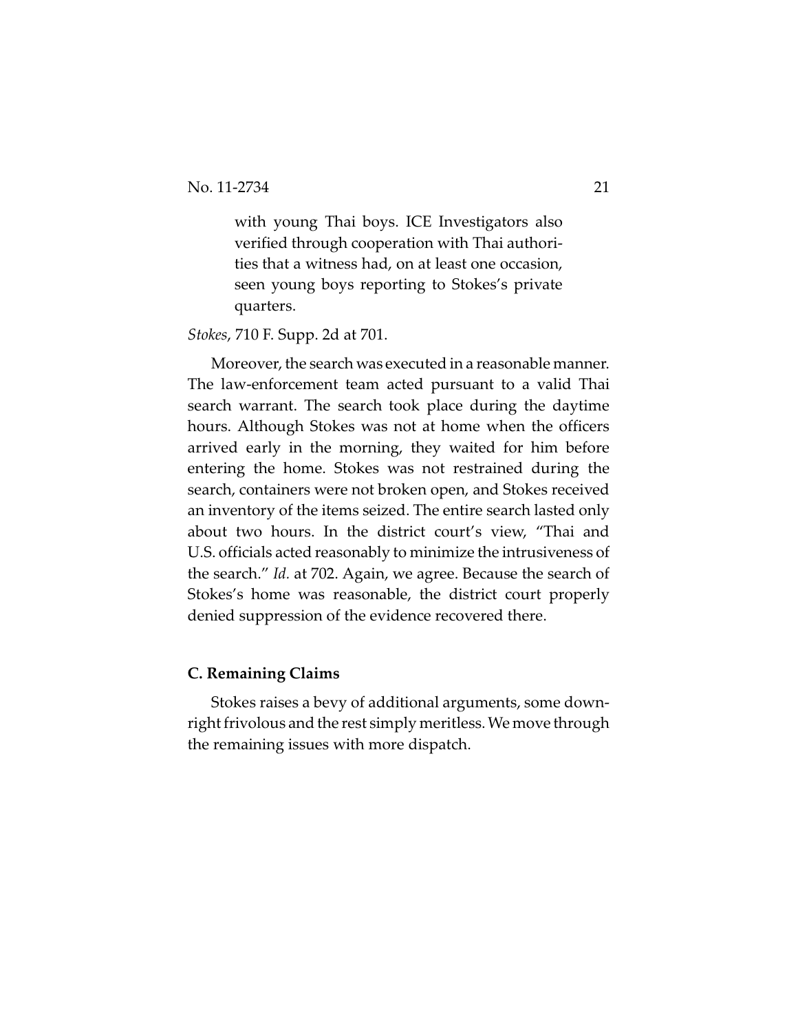> with young Thai boys. ICE Investigators also verified through cooperation with Thai authorities that a witness had, on at least one occasion, seen young boys reporting to Stokes's private quarters.

*Stokes*, 710 F. Supp. 2d at 701.

Moreover, the search was executed in a reasonable manner. The law-enforcement team acted pursuant to a valid Thai search warrant. The search took place during the daytime hours. Although Stokes was not at home when the officers arrived early in the morning, they waited for him before entering the home. Stokes was not restrained during the search, containers were not broken open, and Stokes received an inventory of the items seized. The entire search lasted only about two hours. In the district court's view, "Thai and U.S. officials acted reasonably to minimize the intrusiveness of the search." *Id.* at 702. Again, we agree. Because the search of Stokes's home was reasonable, the district court properly denied suppression of the evidence recovered there.

### C. Remaining Claims

Stokes raises a bevy of additional arguments, some downright frivolous and the rest simply meritless. We move through the remaining issues with more dispatch.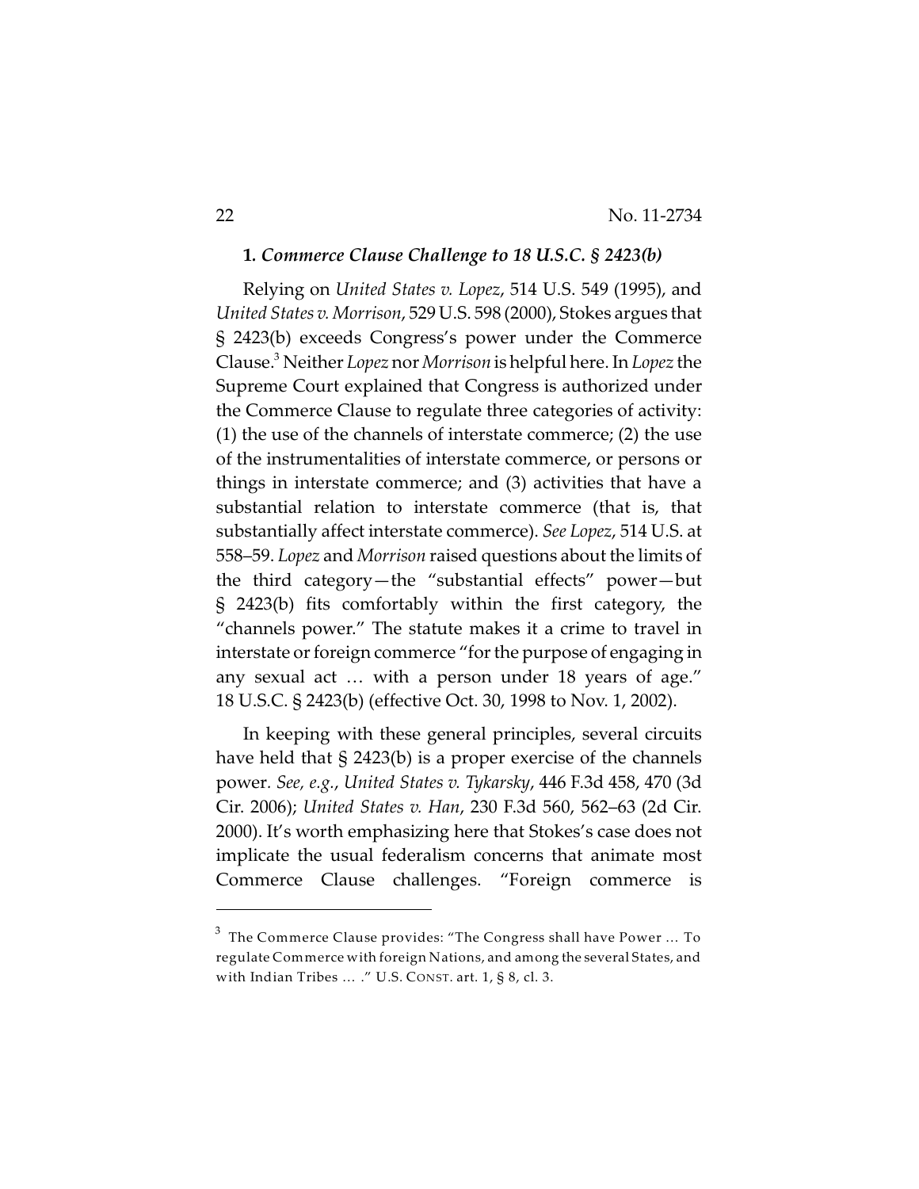### 1. *Commerce Clause Challenge to 18 U.S.C. § 2423(b)*

Relying on *United States v. Lopez*, 514 U.S. 549 (1995), and *United States v. Morrison*, 529 U.S. 598 (2000), Stokes argues that § 2423(b) exceeds Congress's power under the Commerce Clause.[3] Neither *Lopez* nor *Morrison* is helpful here. In *Lopez* the Supreme Court explained that Congress is authorized under the Commerce Clause to regulate three categories of activity: (1) the use of the channels of interstate commerce; (2) the use of the instrumentalities of interstate commerce, or persons or things in interstate commerce; and (3) activities that have a substantial relation to interstate commerce (that is, that substantially affect interstate commerce). *See Lopez*, 514 U.S. at 558–59. *Lopez* and *Morrison* raised questions about the limits of the third category—the "substantial effects" power—but § 2423(b) fits comfortably within the first category, the "channels power." The statute makes it a crime to travel in interstate or foreign commerce "for the purpose of engaging in any sexual act … with a person under 18 years of age." 18 U.S.C. § 2423(b) (effective Oct. 30, 1998 to Nov. 1, 2002).

In keeping with these general principles, several circuits have held that § 2423(b) is a proper exercise of the channels power. *See, e.g.*, *United States v. Tykarsky*, 446 F.3d 458, 470 (3d Cir. 2006); *United States v. Han*, 230 F.3d 560, 562–63 (2d Cir. 2000). It's worth emphasizing here that Stokes's case does not implicate the usual federalism concerns that animate most Commerce Clause challenges. "Foreign commerce is

---

[3] The Commerce Clause provides: "The Congress shall have Power … To regulate Commerce with foreign Nations, and among the several States, and with Indian Tribes … ." U.S. CONST. art. 1, § 8, cl. 3.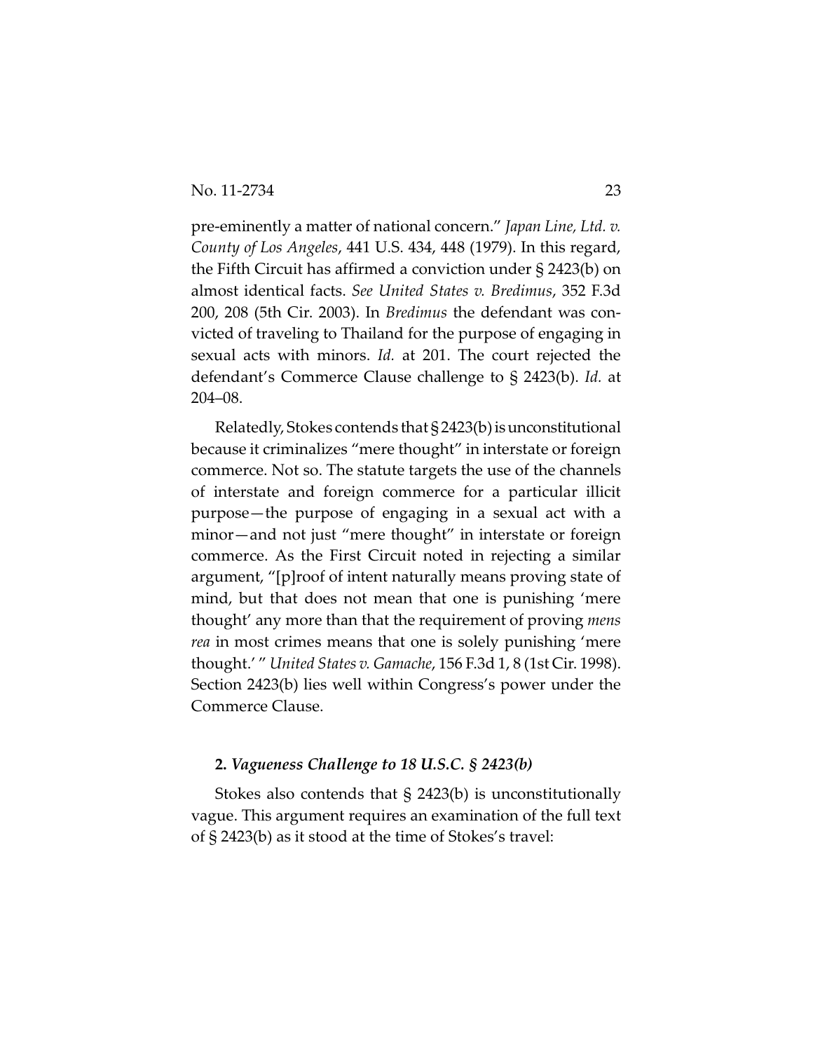pre-eminently a matter of national concern." *Japan Line, Ltd. v. County of Los Angeles*, 441 U.S. 434, 448 (1979). In this regard, the Fifth Circuit has affirmed a conviction under § 2423(b) on almost identical facts. *See United States v. Bredimus*, 352 F.3d 200, 208 (5th Cir. 2003). In *Bredimus* the defendant was convicted of traveling to Thailand for the purpose of engaging in sexual acts with minors. *Id.* at 201. The court rejected the defendant's Commerce Clause challenge to § 2423(b). *Id.* at 204–08.

Relatedly, Stokes contends that § 2423(b) is unconstitutional because it criminalizes "mere thought" in interstate or foreign commerce. Not so. The statute targets the use of the channels of interstate and foreign commerce for a particular illicit purpose—the purpose of engaging in a sexual act with a minor—and not just "mere thought" in interstate or foreign commerce. As the First Circuit noted in rejecting a similar argument, "[p]roof of intent naturally means proving state of mind, but that does not mean that one is punishing 'mere thought' any more than that the requirement of proving *mens rea* in most crimes means that one is solely punishing 'mere thought.' " *United States v. Gamache*, 156 F.3d 1, 8 (1st Cir. 1998). Section 2423(b) lies well within Congress's power under the Commerce Clause.

#### 2. *Vagueness Challenge to 18 U.S.C. § 2423(b)*

Stokes also contends that § 2423(b) is unconstitutionally vague. This argument requires an examination of the full text of § 2423(b) as it stood at the time of Stokes's travel: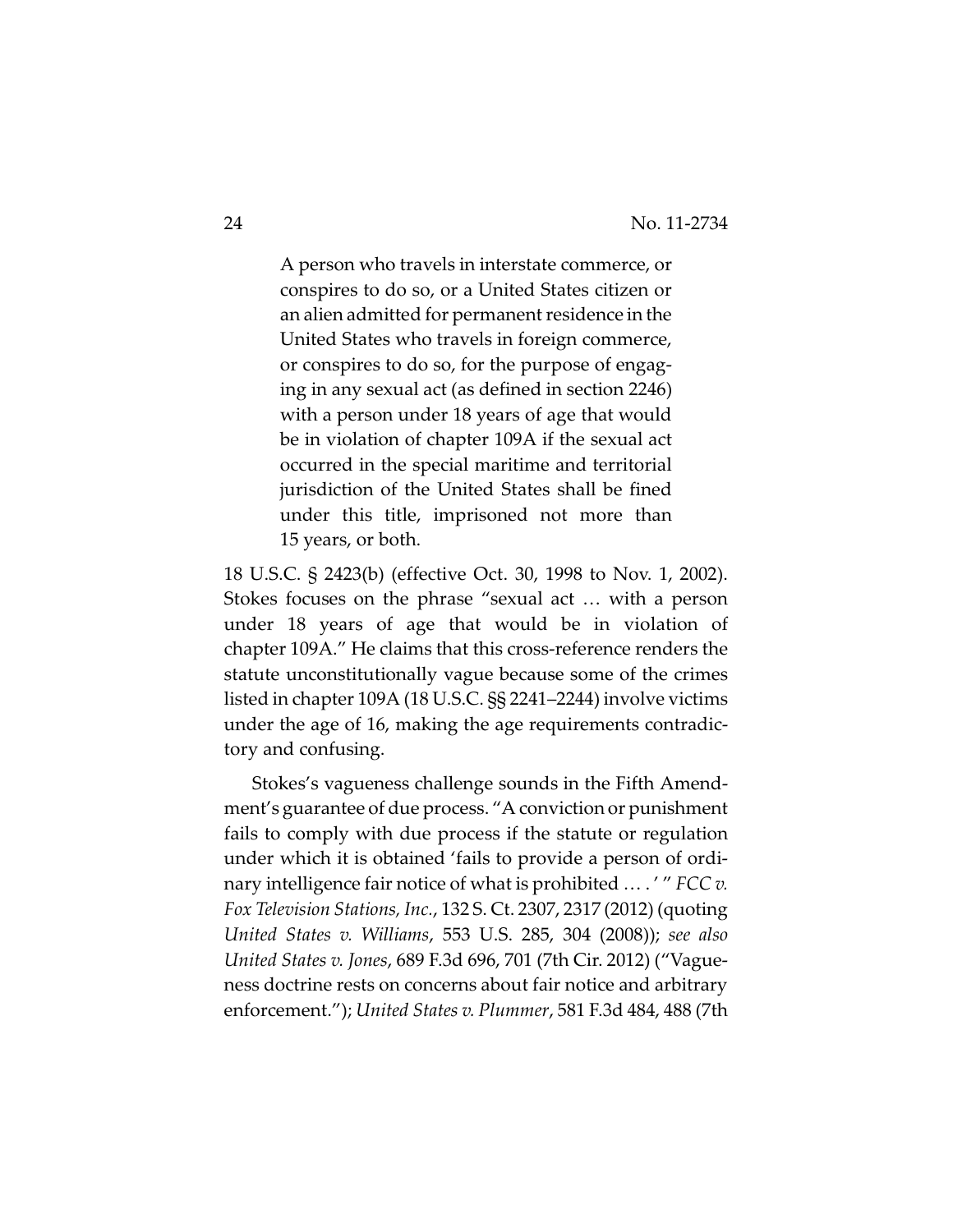> A person who travels in interstate commerce, or conspires to do so, or a United States citizen or an alien admitted for permanent residence in the United States who travels in foreign commerce, or conspires to do so, for the purpose of engaging in any sexual act (as defined in section 2246) with a person under 18 years of age that would be in violation of chapter 109A if the sexual act occurred in the special maritime and territorial jurisdiction of the United States shall be fined under this title, imprisoned not more than 15 years, or both.

18 U.S.C. § 2423(b) (effective Oct. 30, 1998 to Nov. 1, 2002). Stokes focuses on the phrase "sexual act … with a person under 18 years of age that would be in violation of chapter 109A." He claims that this cross-reference renders the statute unconstitutionally vague because some of the crimes listed in chapter 109A (18 U.S.C. §§ 2241–2244) involve victims under the age of 16, making the age requirements contradictory and confusing.

Stokes's vagueness challenge sounds in the Fifth Amendment's guarantee of due process. "A conviction or punishment fails to comply with due process if the statute or regulation under which it is obtained 'fails to provide a person of ordinary intelligence fair notice of what is prohibited … .' " *FCC v. Fox Television Stations, Inc.*, 132 S. Ct. 2307, 2317 (2012) (quoting *United States v. Williams*, 553 U.S. 285, 304 (2008)); *see also United States v. Jones*, 689 F.3d 696, 701 (7th Cir. 2012) ("Vagueness doctrine rests on concerns about fair notice and arbitrary enforcement."); *United States v. Plummer*, 581 F.3d 484, 488 (7th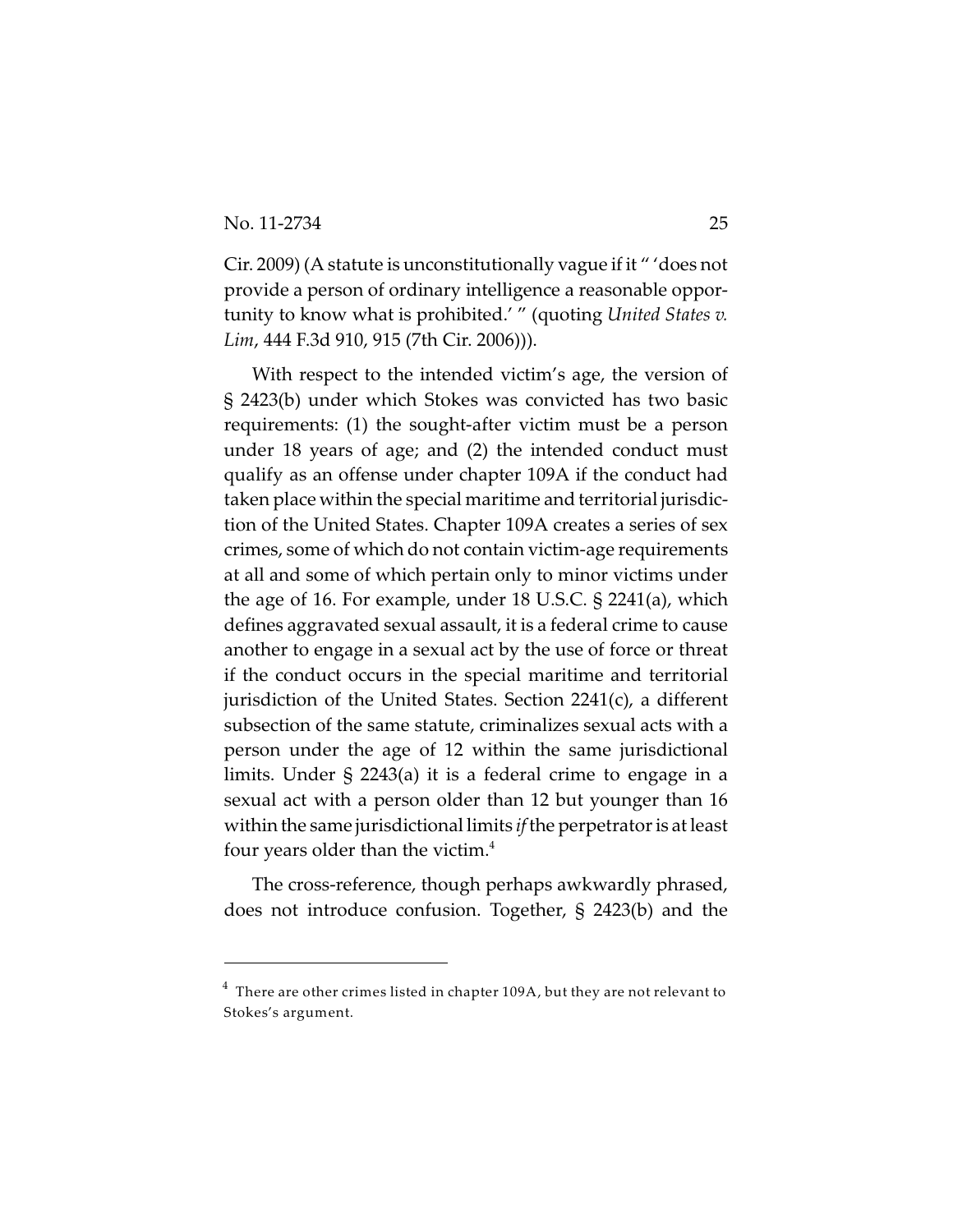Cir. 2009) (A statute is unconstitutionally vague if it " 'does not provide a person of ordinary intelligence a reasonable opportunity to know what is prohibited.' " (quoting *United States v. Lim*, 444 F.3d 910, 915 (7th Cir. 2006))).

With respect to the intended victim's age, the version of § 2423(b) under which Stokes was convicted has two basic requirements: (1) the sought-after victim must be a person under 18 years of age; and (2) the intended conduct must qualify as an offense under chapter 109A if the conduct had taken place within the special maritime and territorial jurisdiction of the United States. Chapter 109A creates a series of sex crimes, some of which do not contain victim-age requirements at all and some of which pertain only to minor victims under the age of 16. For example, under 18 U.S.C. § 2241(a), which defines aggravated sexual assault, it is a federal crime to cause another to engage in a sexual act by the use of force or threat if the conduct occurs in the special maritime and territorial jurisdiction of the United States. Section 2241(c), a different subsection of the same statute, criminalizes sexual acts with a person under the age of 12 within the same jurisdictional limits. Under § 2243(a) it is a federal crime to engage in a sexual act with a person older than 12 but younger than 16 within the same jurisdictional limits *if* the perpetrator is at least four years older than the victim.[4]

The cross-reference, though perhaps awkwardly phrased, does not introduce confusion. Together, § 2423(b) and the

---

[4] There are other crimes listed in chapter 109A, but they are not relevant to Stokes's argument.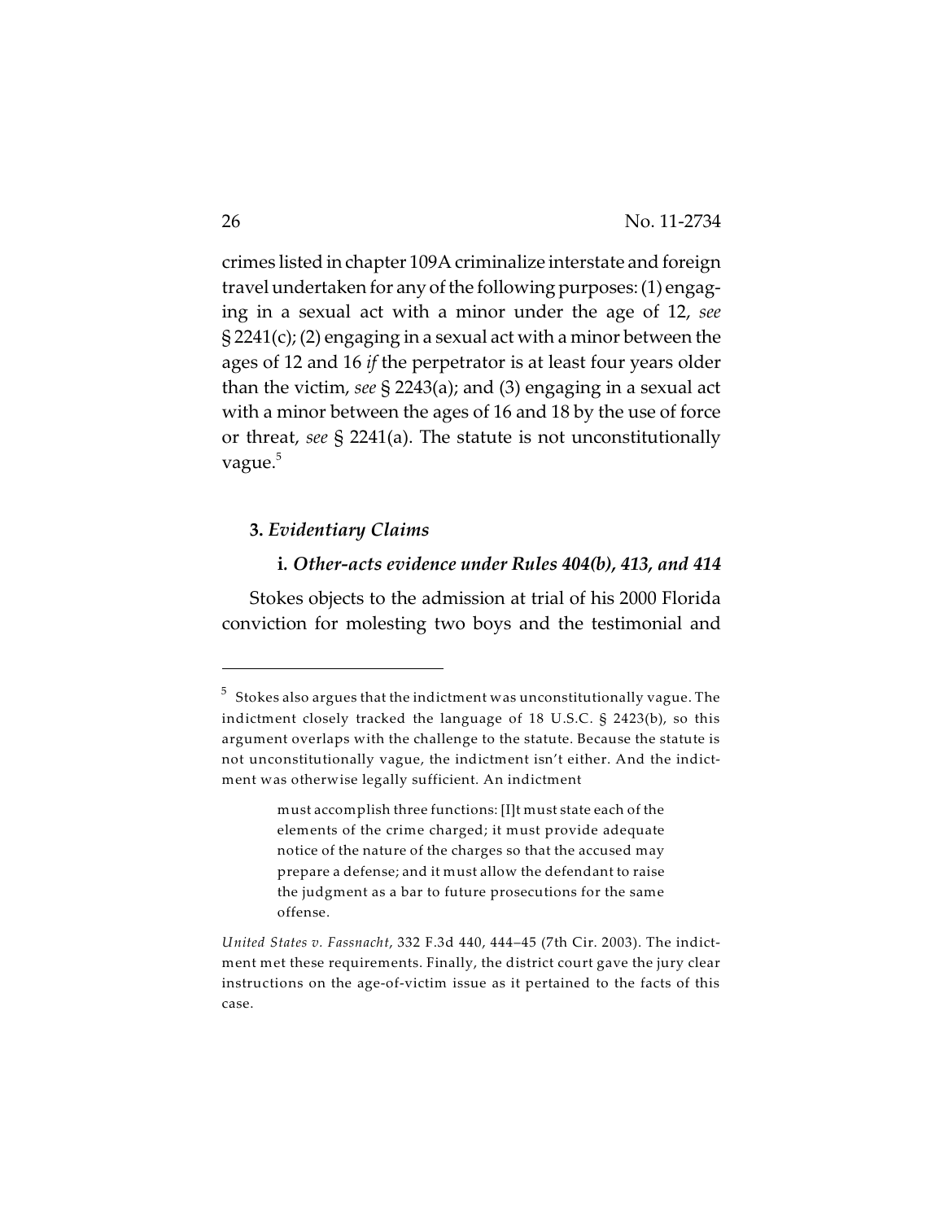crimes listed in chapter 109A criminalize interstate and foreign travel undertaken for any of the following purposes: (1) engaging in a sexual act with a minor under the age of 12, *see* § 2241(c); (2) engaging in a sexual act with a minor between the ages of 12 and 16 *if* the perpetrator is at least four years older than the victim, *see* § 2243(a); and (3) engaging in a sexual act with a minor between the ages of 16 and 18 by the use of force or threat, *see* § 2241(a). The statute is not unconstitutionally vague.[5]

**3.** ***Evidentiary Claims***

**i.** ***Other-acts evidence under Rules 404(b), 413, and 414***

Stokes objects to the admission at trial of his 2000 Florida conviction for molesting two boys and the testimonial and

---

[5] Stokes also argues that the indictment was unconstitutionally vague. The indictment closely tracked the language of 18 U.S.C. § 2423(b), so this argument overlaps with the challenge to the statute. Because the statute is not unconstitutionally vague, the indictment isn't either. And the indictment was otherwise legally sufficient. An indictment

> must accomplish three functions: [I]t must state each of the elements of the crime charged; it must provide adequate notice of the nature of the charges so that the accused may prepare a defense; and it must allow the defendant to raise the judgment as a bar to future prosecutions for the same offense.

*United States v. Fassnacht*, 332 F.3d 440, 444–45 (7th Cir. 2003). The indictment met these requirements. Finally, the district court gave the jury clear instructions on the age-of-victim issue as it pertained to the facts of this case.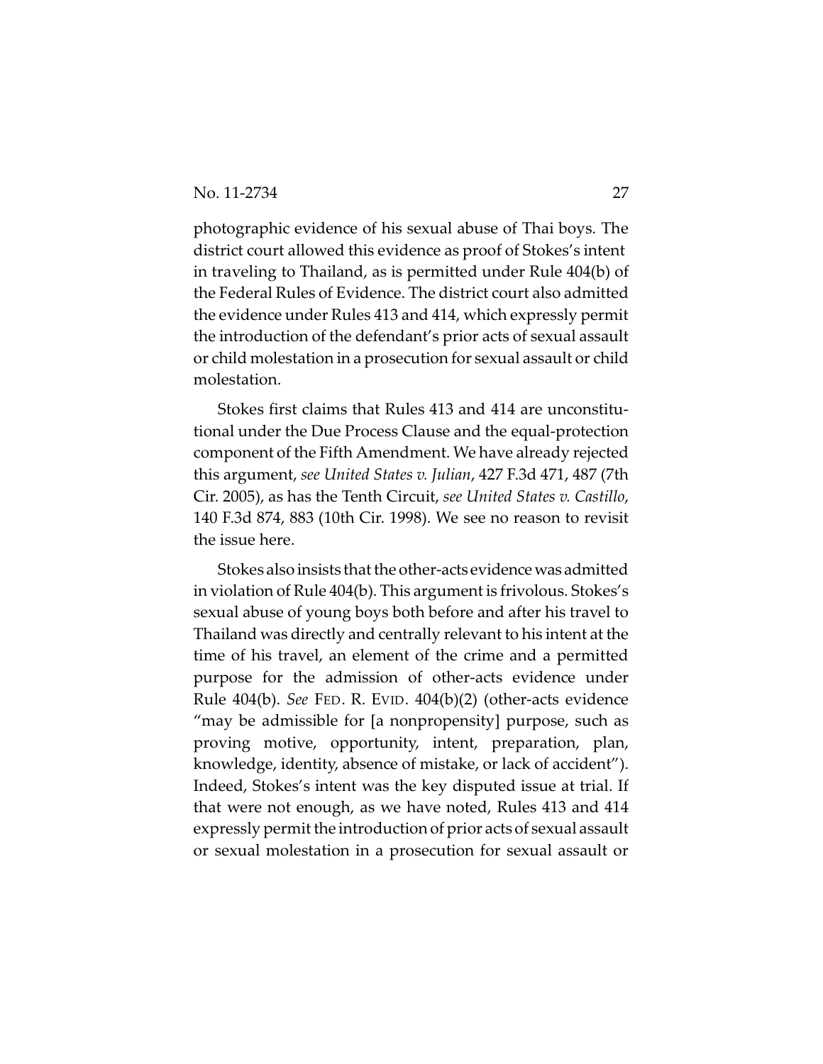photographic evidence of his sexual abuse of Thai boys. The district court allowed this evidence as proof of Stokes's intent in traveling to Thailand, as is permitted under Rule 404(b) of the Federal Rules of Evidence. The district court also admitted the evidence under Rules 413 and 414, which expressly permit the introduction of the defendant's prior acts of sexual assault or child molestation in a prosecution for sexual assault or child molestation.

Stokes first claims that Rules 413 and 414 are unconstitutional under the Due Process Clause and the equal-protection component of the Fifth Amendment. We have already rejected this argument, *see United States v. Julian*, 427 F.3d 471, 487 (7th Cir. 2005), as has the Tenth Circuit, *see United States v. Castillo*, 140 F.3d 874, 883 (10th Cir. 1998). We see no reason to revisit the issue here.

Stokes also insists that the other-acts evidence was admitted in violation of Rule 404(b). This argument is frivolous. Stokes's sexual abuse of young boys both before and after his travel to Thailand was directly and centrally relevant to his intent at the time of his travel, an element of the crime and a permitted purpose for the admission of other-acts evidence under Rule 404(b). *See* FED. R. EVID. 404(b)(2) (other-acts evidence "may be admissible for [a nonpropensity] purpose, such as proving motive, opportunity, intent, preparation, plan, knowledge, identity, absence of mistake, or lack of accident"). Indeed, Stokes's intent was the key disputed issue at trial. If that were not enough, as we have noted, Rules 413 and 414 expressly permit the introduction of prior acts of sexual assault or sexual molestation in a prosecution for sexual assault or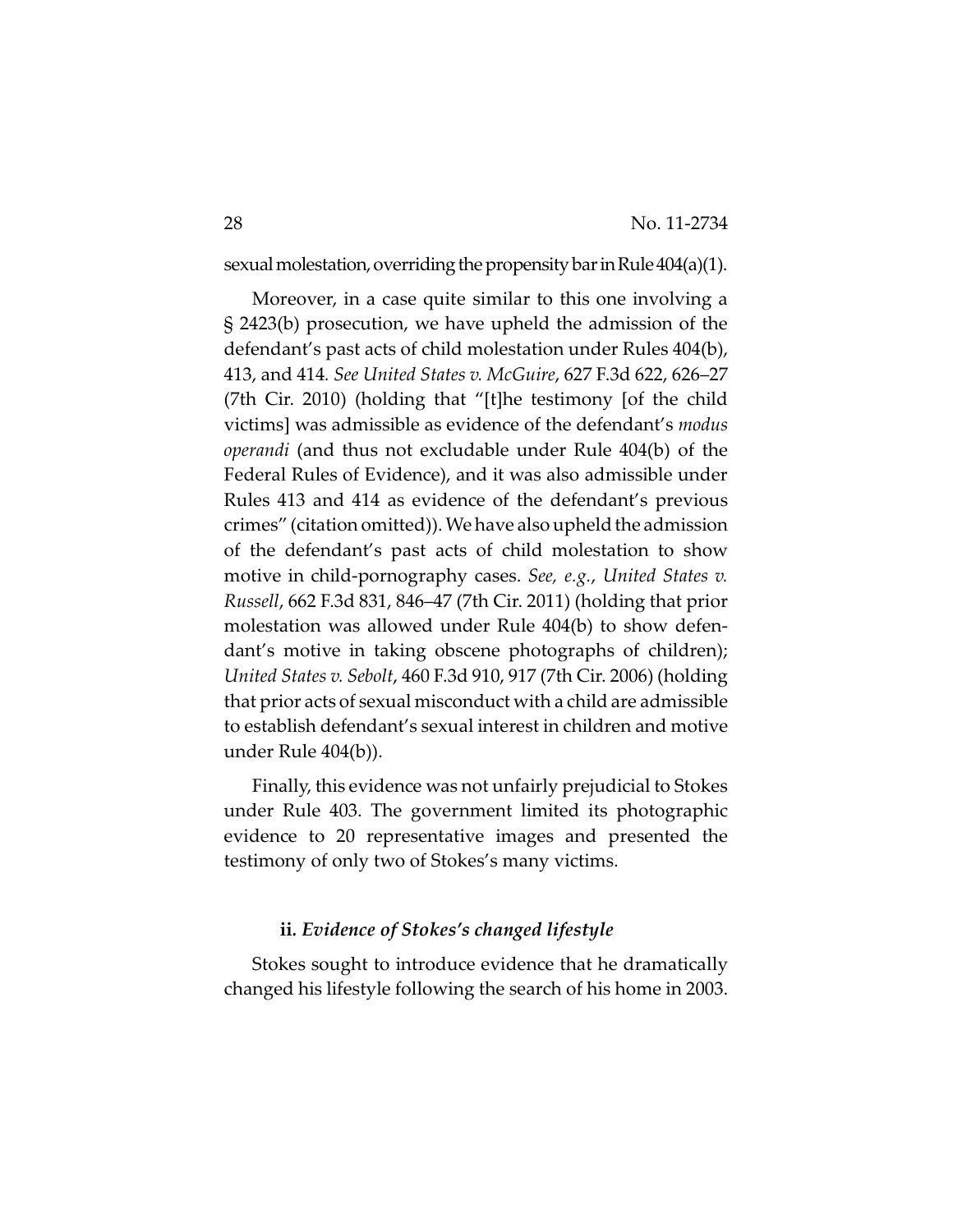sexual molestation, overriding the propensity bar in Rule 404(a)(1).

Moreover, in a case quite similar to this one involving a § 2423(b) prosecution, we have upheld the admission of the defendant's past acts of child molestation under Rules 404(b), 413, and 414. *See United States v. McGuire*, 627 F.3d 622, 626–27 (7th Cir. 2010) (holding that "[t]he testimony [of the child victims] was admissible as evidence of the defendant's *modus operandi* (and thus not excludable under Rule 404(b) of the Federal Rules of Evidence), and it was also admissible under Rules 413 and 414 as evidence of the defendant's previous crimes" (citation omitted)). We have also upheld the admission of the defendant's past acts of child molestation to show motive in child-pornography cases. *See, e.g.*, *United States v. Russell*, 662 F.3d 831, 846–47 (7th Cir. 2011) (holding that prior molestation was allowed under Rule 404(b) to show defendant's motive in taking obscene photographs of children); *United States v. Sebolt*, 460 F.3d 910, 917 (7th Cir. 2006) (holding that prior acts of sexual misconduct with a child are admissible to establish defendant's sexual interest in children and motive under Rule 404(b)).

Finally, this evidence was not unfairly prejudicial to Stokes under Rule 403. The government limited its photographic evidence to 20 representative images and presented the testimony of only two of Stokes's many victims.

**ii.** ***Evidence of Stokes's changed lifestyle***

Stokes sought to introduce evidence that he dramatically changed his lifestyle following the search of his home in 2003.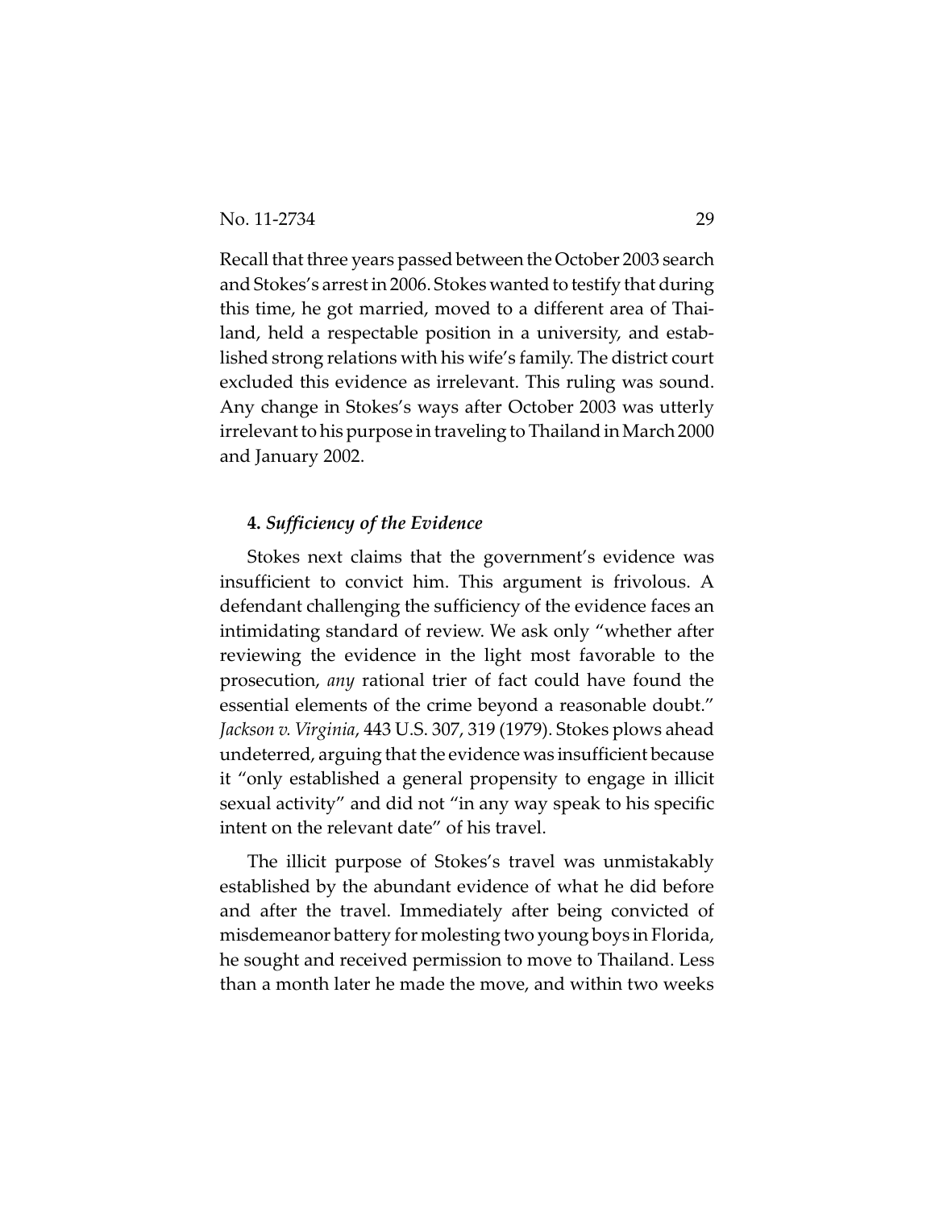Recall that three years passed between the October 2003 search and Stokes's arrest in 2006. Stokes wanted to testify that during this time, he got married, moved to a different area of Thailand, held a respectable position in a university, and established strong relations with his wife's family. The district court excluded this evidence as irrelevant. This ruling was sound. Any change in Stokes's ways after October 2003 was utterly irrelevant to his purpose in traveling to Thailand in March 2000 and January 2002.

#### 4. *Sufficiency of the Evidence*

Stokes next claims that the government's evidence was insufficient to convict him. This argument is frivolous. A defendant challenging the sufficiency of the evidence faces an intimidating standard of review. We ask only "whether after reviewing the evidence in the light most favorable to the prosecution, *any* rational trier of fact could have found the essential elements of the crime beyond a reasonable doubt." *Jackson v. Virginia*, 443 U.S. 307, 319 (1979). Stokes plows ahead undeterred, arguing that the evidence was insufficient because it "only established a general propensity to engage in illicit sexual activity" and did not "in any way speak to his specific intent on the relevant date" of his travel.

The illicit purpose of Stokes's travel was unmistakably established by the abundant evidence of what he did before and after the travel. Immediately after being convicted of misdemeanor battery for molesting two young boys in Florida, he sought and received permission to move to Thailand. Less than a month later he made the move, and within two weeks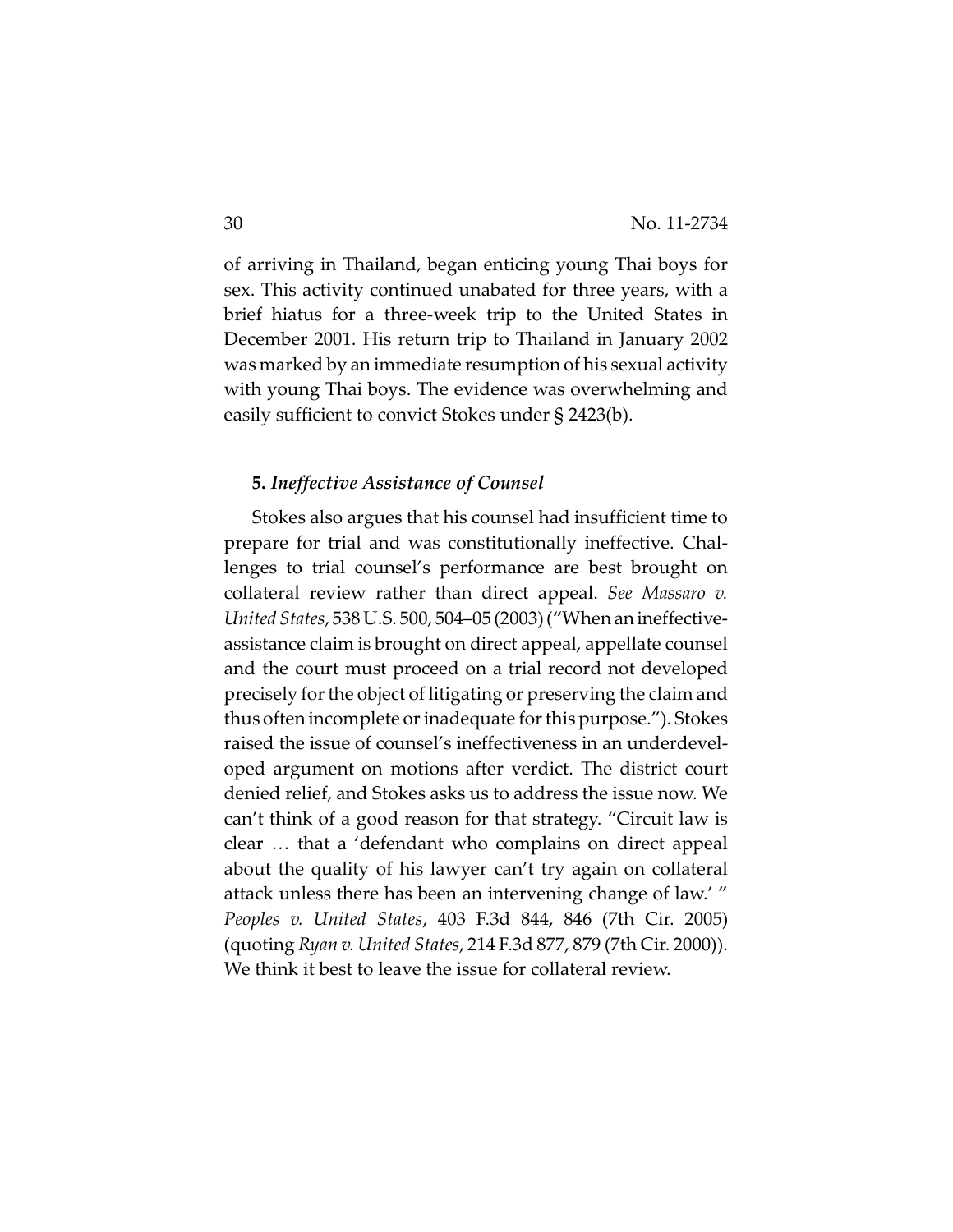of arriving in Thailand, began enticing young Thai boys for sex. This activity continued unabated for three years, with a brief hiatus for a three-week trip to the United States in December 2001. His return trip to Thailand in January 2002 was marked by an immediate resumption of his sexual activity with young Thai boys. The evidence was overwhelming and easily sufficient to convict Stokes under § 2423(b).

### 5. *Ineffective Assistance of Counsel*

Stokes also argues that his counsel had insufficient time to prepare for trial and was constitutionally ineffective. Challenges to trial counsel's performance are best brought on collateral review rather than direct appeal. *See Massaro v. United States*, 538 U.S. 500, 504–05 (2003) ("When an ineffective-assistance claim is brought on direct appeal, appellate counsel and the court must proceed on a trial record not developed precisely for the object of litigating or preserving the claim and thus often incomplete or inadequate for this purpose."). Stokes raised the issue of counsel's ineffectiveness in an underdeveloped argument on motions after verdict. The district court denied relief, and Stokes asks us to address the issue now. We can't think of a good reason for that strategy. "Circuit law is clear … that a 'defendant who complains on direct appeal about the quality of his lawyer can't try again on collateral attack unless there has been an intervening change of law.' " *Peoples v. United States*, 403 F.3d 844, 846 (7th Cir. 2005) (quoting *Ryan v. United States*, 214 F.3d 877, 879 (7th Cir. 2000)). We think it best to leave the issue for collateral review.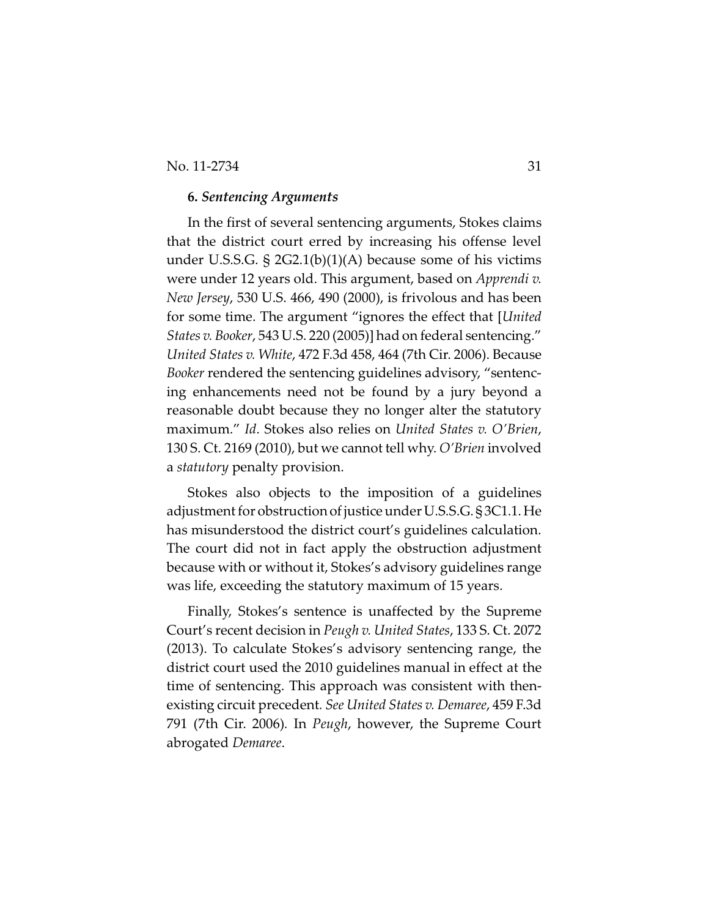### 6. *Sentencing Arguments*

In the first of several sentencing arguments, Stokes claims that the district court erred by increasing his offense level under U.S.S.G. § 2G2.1(b)(1)(A) because some of his victims were under 12 years old. This argument, based on *Apprendi v. New Jersey*, 530 U.S. 466, 490 (2000), is frivolous and has been for some time. The argument "ignores the effect that [*United States v. Booker*, 543 U.S. 220 (2005)] had on federal sentencing." *United States v. White*, 472 F.3d 458, 464 (7th Cir. 2006). Because *Booker* rendered the sentencing guidelines advisory, "sentencing enhancements need not be found by a jury beyond a reasonable doubt because they no longer alter the statutory maximum." *Id*. Stokes also relies on *United States v. O'Brien*, 130 S. Ct. 2169 (2010), but we cannot tell why. *O'Brien* involved a *statutory* penalty provision.

Stokes also objects to the imposition of a guidelines adjustment for obstruction of justice under U.S.S.G. § 3C1.1. He has misunderstood the district court's guidelines calculation. The court did not in fact apply the obstruction adjustment because with or without it, Stokes's advisory guidelines range was life, exceeding the statutory maximum of 15 years.

Finally, Stokes's sentence is unaffected by the Supreme Court's recent decision in *Peugh v. United States*, 133 S. Ct. 2072 (2013). To calculate Stokes's advisory sentencing range, the district court used the 2010 guidelines manual in effect at the time of sentencing. This approach was consistent with then-existing circuit precedent. *See United States v. Demaree*, 459 F.3d 791 (7th Cir. 2006). In *Peugh*, however, the Supreme Court abrogated *Demaree*.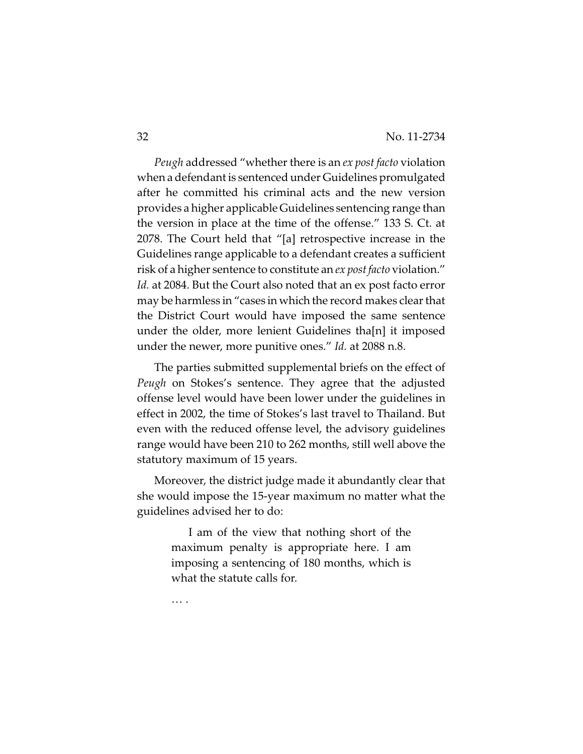*Peugh* addressed "whether there is an *ex post facto* violation when a defendant is sentenced under Guidelines promulgated after he committed his criminal acts and the new version provides a higher applicable Guidelines sentencing range than the version in place at the time of the offense." 133 S. Ct. at 2078. The Court held that "[a] retrospective increase in the Guidelines range applicable to a defendant creates a sufficient risk of a higher sentence to constitute an *ex post facto* violation." *Id.* at 2084. But the Court also noted that an ex post facto error may be harmless in "cases in which the record makes clear that the District Court would have imposed the same sentence under the older, more lenient Guidelines tha[n] it imposed under the newer, more punitive ones." *Id.* at 2088 n.8.

The parties submitted supplemental briefs on the effect of *Peugh* on Stokes's sentence. They agree that the adjusted offense level would have been lower under the guidelines in effect in 2002, the time of Stokes's last travel to Thailand. But even with the reduced offense level, the advisory guidelines range would have been 210 to 262 months, still well above the statutory maximum of 15 years.

Moreover, the district judge made it abundantly clear that she would impose the 15-year maximum no matter what the guidelines advised her to do:

> I am of the view that nothing short of the maximum penalty is appropriate here. I am imposing a sentencing of 180 months, which is what the statute calls for.
>
> … .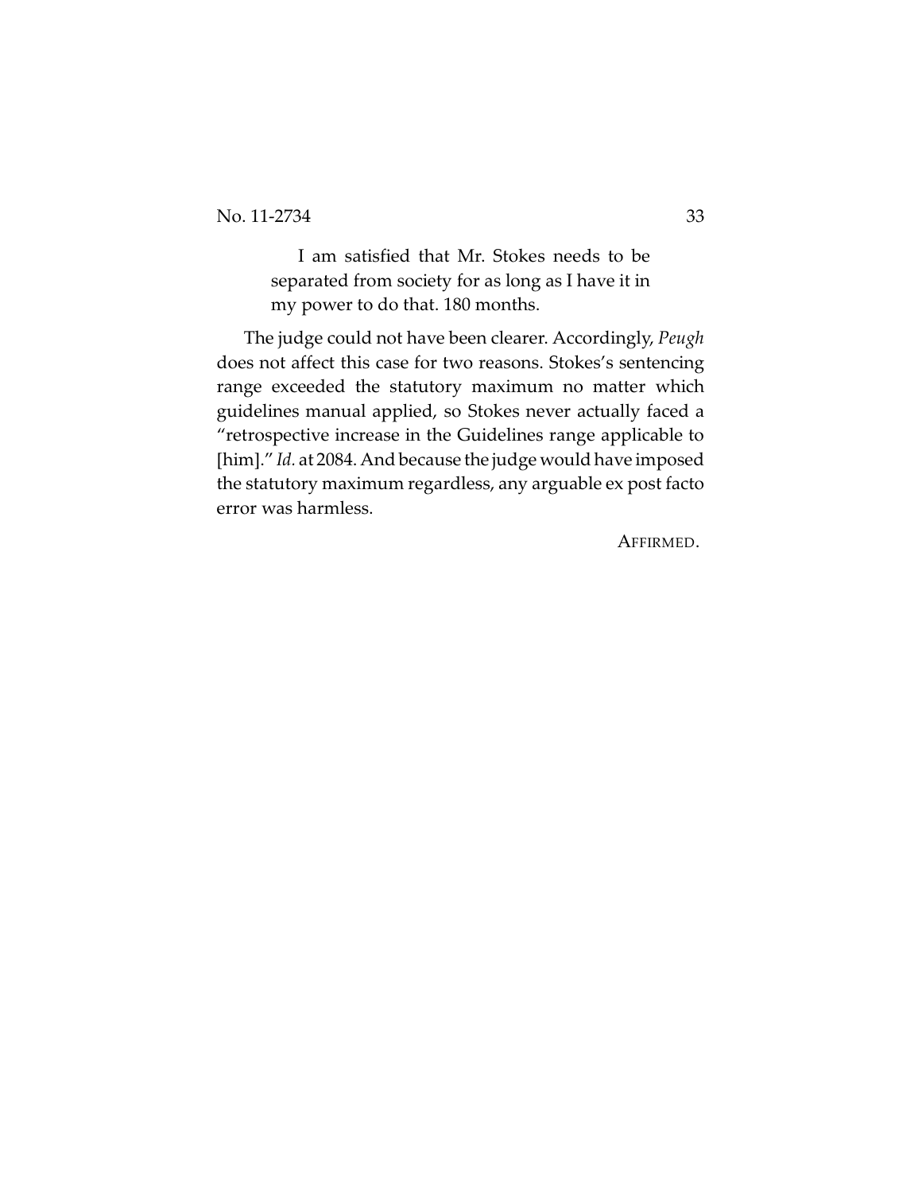> I am satisfied that Mr. Stokes needs to be separated from society for as long as I have it in my power to do that. 180 months.

The judge could not have been clearer. Accordingly, *Peugh* does not affect this case for two reasons. Stokes's sentencing range exceeded the statutory maximum no matter which guidelines manual applied, so Stokes never actually faced a "retrospective increase in the Guidelines range applicable to [him]." *Id.* at 2084. And because the judge would have imposed the statutory maximum regardless, any arguable ex post facto error was harmless.

AFFIRMED.